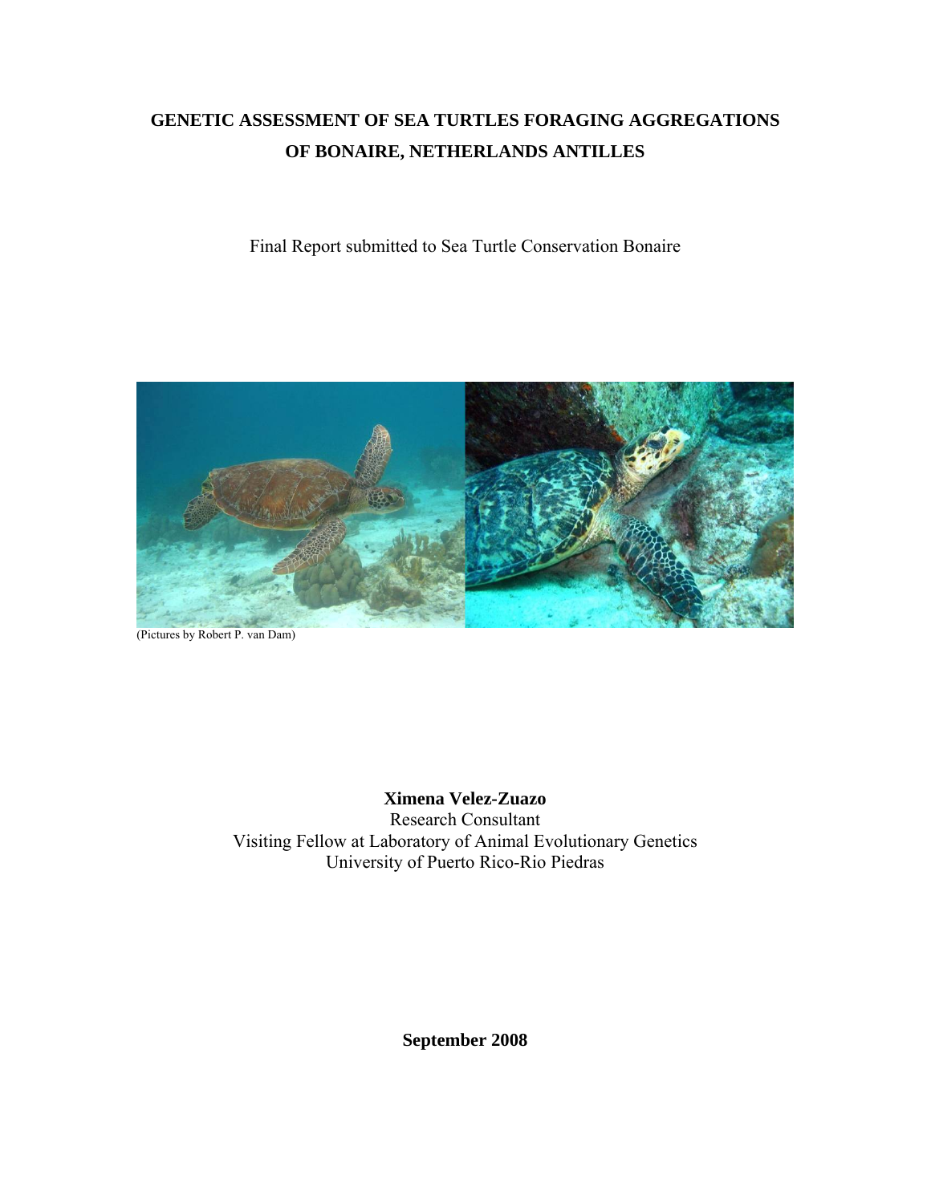# GENETIC ASSESSMENT OF SEA TURTLES FORAGING AGGREGATIONS OF BONAIRE, NETHERLANDS ANTILLES

Final Report submitted to Sea Turtle Conservation Bonaire

(Pictures by Robert P. van Dam)

**Ximena Velez-Zuazo**
Research Consultant
Visiting Fellow at Laboratory of Animal Evolutionary Genetics
University of Puerto Rico-Rio Piedras

**September 2008**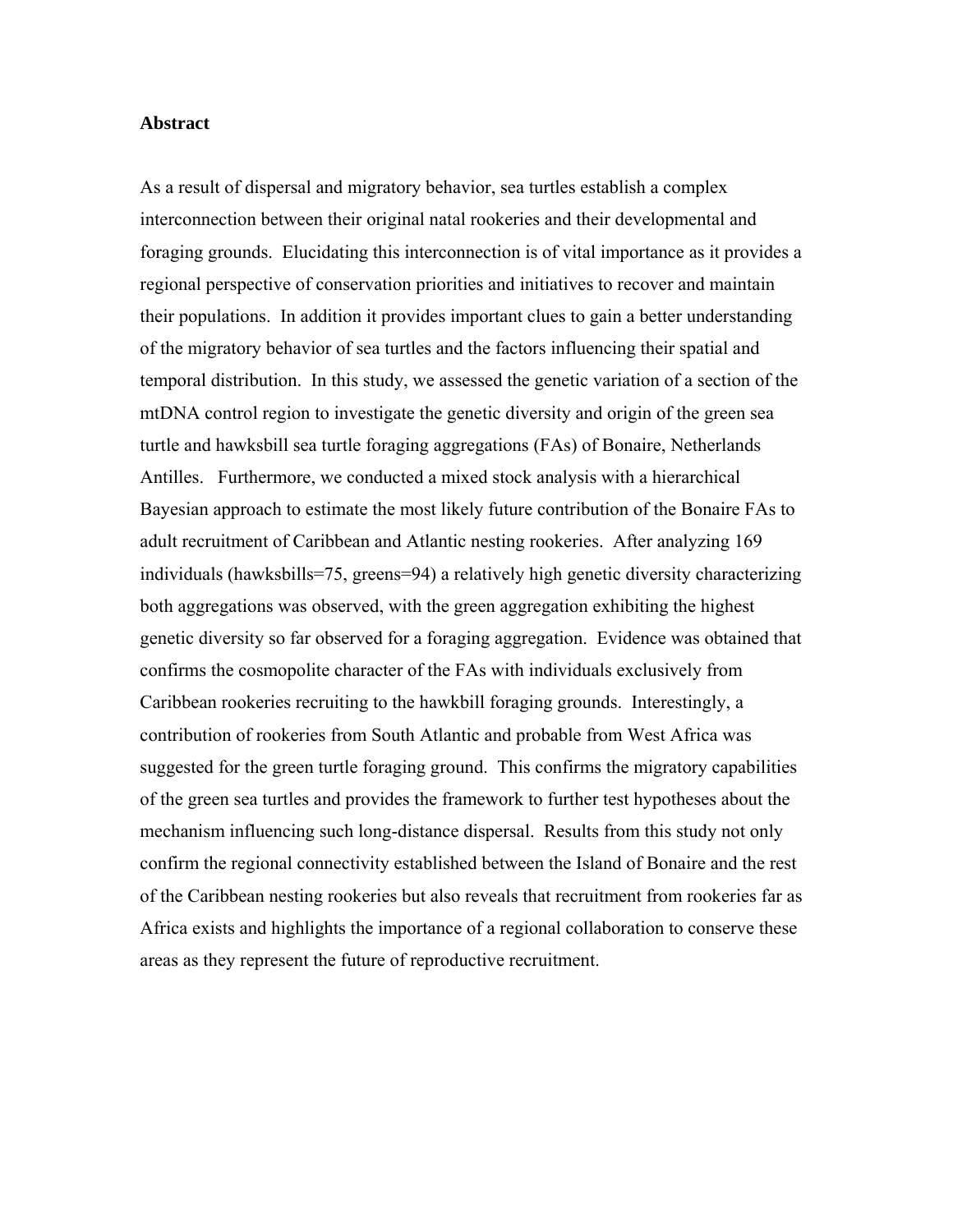## Abstract

As a result of dispersal and migratory behavior, sea turtles establish a complex interconnection between their original natal rookeries and their developmental and foraging grounds. Elucidating this interconnection is of vital importance as it provides a regional perspective of conservation priorities and initiatives to recover and maintain their populations. In addition it provides important clues to gain a better understanding of the migratory behavior of sea turtles and the factors influencing their spatial and temporal distribution. In this study, we assessed the genetic variation of a section of the mtDNA control region to investigate the genetic diversity and origin of the green sea turtle and hawksbill sea turtle foraging aggregations (FAs) of Bonaire, Netherlands Antilles. Furthermore, we conducted a mixed stock analysis with a hierarchical Bayesian approach to estimate the most likely future contribution of the Bonaire FAs to adult recruitment of Caribbean and Atlantic nesting rookeries. After analyzing 169 individuals (hawksbills=75, greens=94) a relatively high genetic diversity characterizing both aggregations was observed, with the green aggregation exhibiting the highest genetic diversity so far observed for a foraging aggregation. Evidence was obtained that confirms the cosmopolite character of the FAs with individuals exclusively from Caribbean rookeries recruiting to the hawkbill foraging grounds. Interestingly, a contribution of rookeries from South Atlantic and probable from West Africa was suggested for the green turtle foraging ground. This confirms the migratory capabilities of the green sea turtles and provides the framework to further test hypotheses about the mechanism influencing such long-distance dispersal. Results from this study not only confirm the regional connectivity established between the Island of Bonaire and the rest of the Caribbean nesting rookeries but also reveals that recruitment from rookeries far as Africa exists and highlights the importance of a regional collaboration to conserve these areas as they represent the future of reproductive recruitment.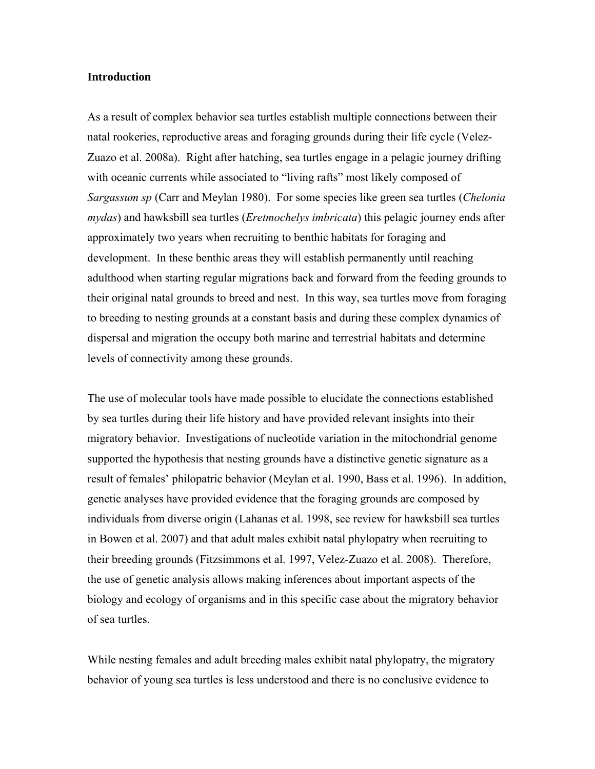### Introduction

As a result of complex behavior sea turtles establish multiple connections between their natal rookeries, reproductive areas and foraging grounds during their life cycle (Velez-Zuazo et al. 2008a). Right after hatching, sea turtles engage in a pelagic journey drifting with oceanic currents while associated to "living rafts" most likely composed of *Sargassum sp* (Carr and Meylan 1980). For some species like green sea turtles (*Chelonia mydas*) and hawksbill sea turtles (*Eretmochelys imbricata*) this pelagic journey ends after approximately two years when recruiting to benthic habitats for foraging and development. In these benthic areas they will establish permanently until reaching adulthood when starting regular migrations back and forward from the feeding grounds to their original natal grounds to breed and nest. In this way, sea turtles move from foraging to breeding to nesting grounds at a constant basis and during these complex dynamics of dispersal and migration the occupy both marine and terrestrial habitats and determine levels of connectivity among these grounds.

The use of molecular tools have made possible to elucidate the connections established by sea turtles during their life history and have provided relevant insights into their migratory behavior. Investigations of nucleotide variation in the mitochondrial genome supported the hypothesis that nesting grounds have a distinctive genetic signature as a result of females' philopatric behavior (Meylan et al. 1990, Bass et al. 1996). In addition, genetic analyses have provided evidence that the foraging grounds are composed by individuals from diverse origin (Lahanas et al. 1998, see review for hawksbill sea turtles in Bowen et al. 2007) and that adult males exhibit natal phylopatry when recruiting to their breeding grounds (Fitzsimmons et al. 1997, Velez-Zuazo et al. 2008). Therefore, the use of genetic analysis allows making inferences about important aspects of the biology and ecology of organisms and in this specific case about the migratory behavior of sea turtles.

While nesting females and adult breeding males exhibit natal phylopatry, the migratory behavior of young sea turtles is less understood and there is no conclusive evidence to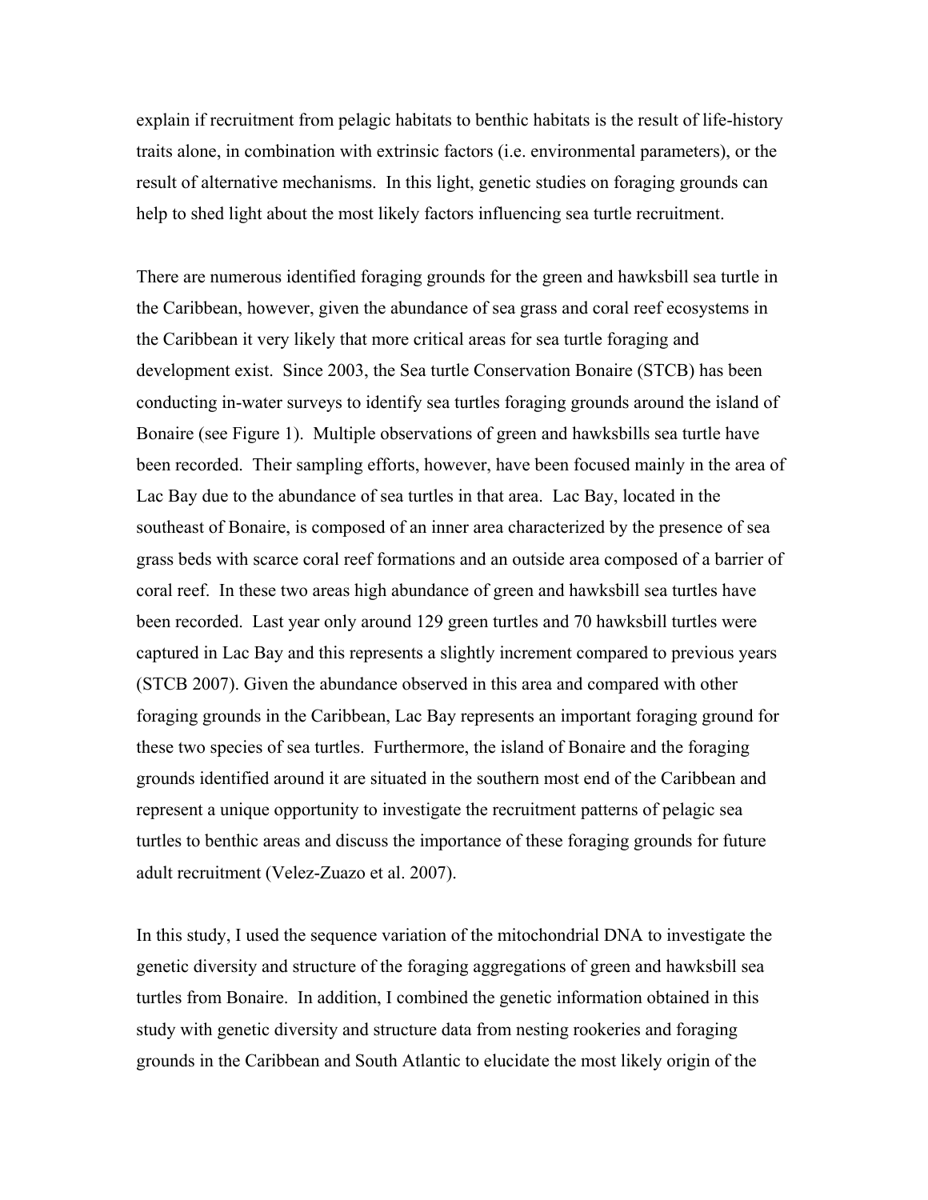explain if recruitment from pelagic habitats to benthic habitats is the result of life-history traits alone, in combination with extrinsic factors (i.e. environmental parameters), or the result of alternative mechanisms. In this light, genetic studies on foraging grounds can help to shed light about the most likely factors influencing sea turtle recruitment.

There are numerous identified foraging grounds for the green and hawksbill sea turtle in the Caribbean, however, given the abundance of sea grass and coral reef ecosystems in the Caribbean it very likely that more critical areas for sea turtle foraging and development exist. Since 2003, the Sea turtle Conservation Bonaire (STCB) has been conducting in-water surveys to identify sea turtles foraging grounds around the island of Bonaire (see Figure 1). Multiple observations of green and hawksbills sea turtle have been recorded. Their sampling efforts, however, have been focused mainly in the area of Lac Bay due to the abundance of sea turtles in that area. Lac Bay, located in the southeast of Bonaire, is composed of an inner area characterized by the presence of sea grass beds with scarce coral reef formations and an outside area composed of a barrier of coral reef. In these two areas high abundance of green and hawksbill sea turtles have been recorded. Last year only around 129 green turtles and 70 hawksbill turtles were captured in Lac Bay and this represents a slightly increment compared to previous years (STCB 2007). Given the abundance observed in this area and compared with other foraging grounds in the Caribbean, Lac Bay represents an important foraging ground for these two species of sea turtles. Furthermore, the island of Bonaire and the foraging grounds identified around it are situated in the southern most end of the Caribbean and represent a unique opportunity to investigate the recruitment patterns of pelagic sea turtles to benthic areas and discuss the importance of these foraging grounds for future adult recruitment (Velez-Zuazo et al. 2007).

In this study, I used the sequence variation of the mitochondrial DNA to investigate the genetic diversity and structure of the foraging aggregations of green and hawksbill sea turtles from Bonaire. In addition, I combined the genetic information obtained in this study with genetic diversity and structure data from nesting rookeries and foraging grounds in the Caribbean and South Atlantic to elucidate the most likely origin of the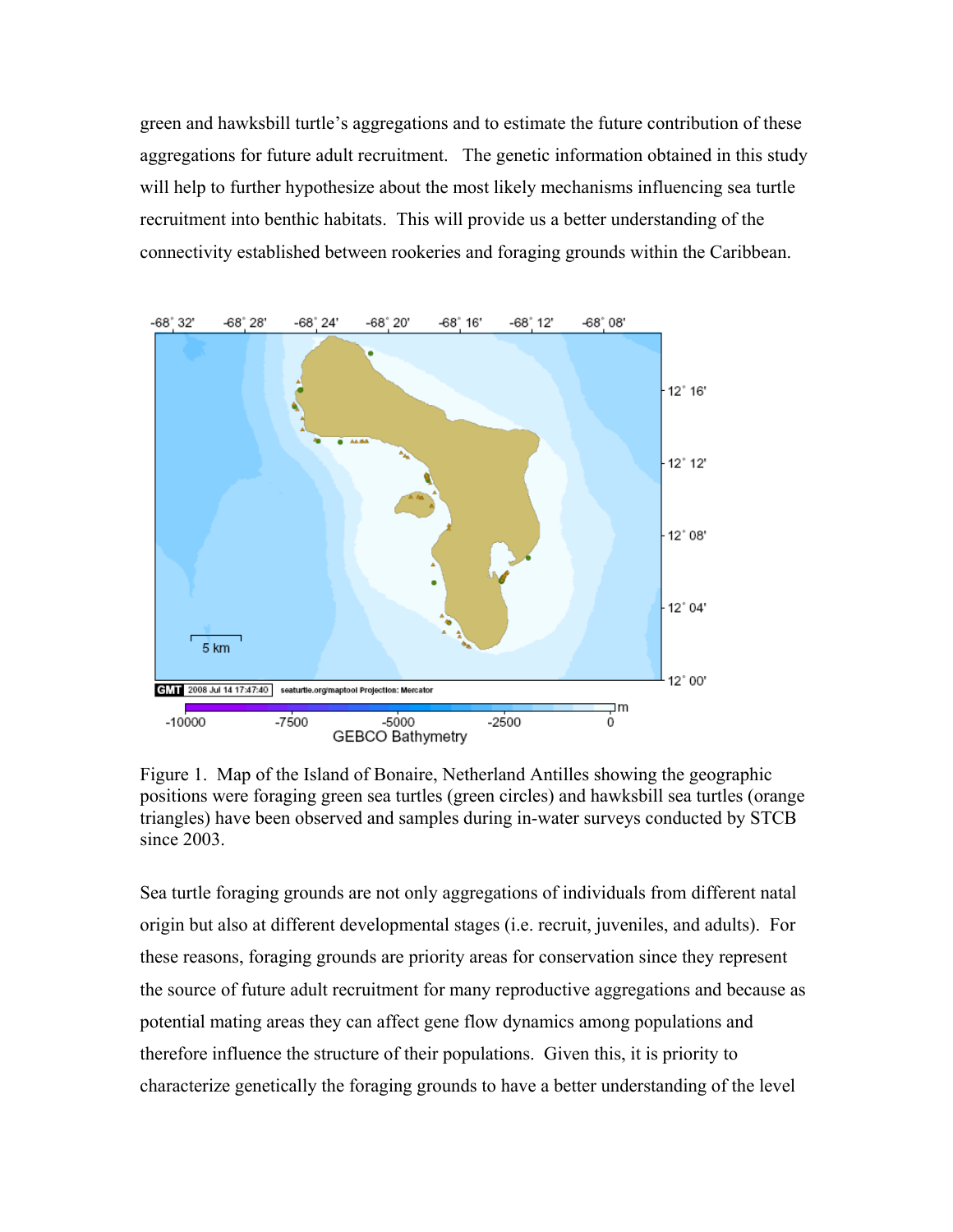green and hawksbill turtle's aggregations and to estimate the future contribution of these aggregations for future adult recruitment. The genetic information obtained in this study will help to further hypothesize about the most likely mechanisms influencing sea turtle recruitment into benthic habitats. This will provide us a better understanding of the connectivity established between rookeries and foraging grounds within the Caribbean.

Figure 1. Map of the Island of Bonaire, Netherland Antilles showing the geographic positions were foraging green sea turtles (green circles) and hawksbill sea turtles (orange triangles) have been observed and samples during in-water surveys conducted by STCB since 2003.

Sea turtle foraging grounds are not only aggregations of individuals from different natal origin but also at different developmental stages (i.e. recruit, juveniles, and adults). For these reasons, foraging grounds are priority areas for conservation since they represent the source of future adult recruitment for many reproductive aggregations and because as potential mating areas they can affect gene flow dynamics among populations and therefore influence the structure of their populations. Given this, it is priority to characterize genetically the foraging grounds to have a better understanding of the level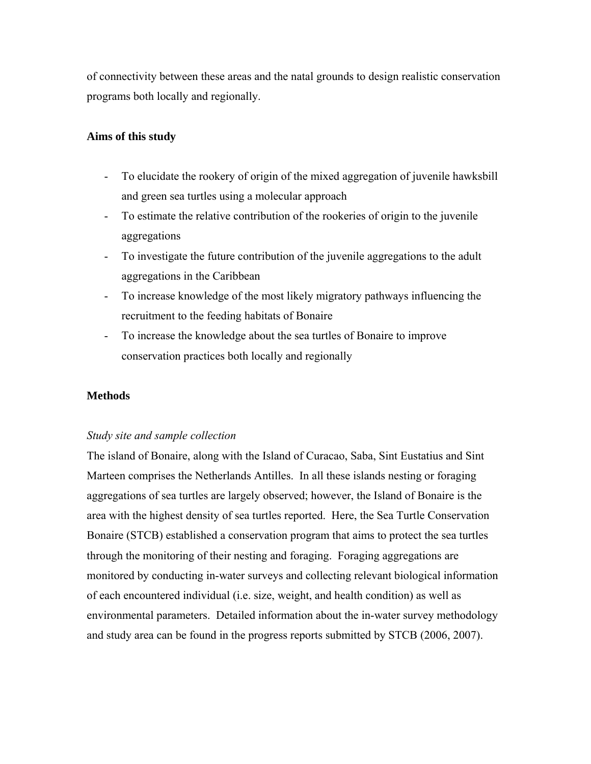of connectivity between these areas and the natal grounds to design realistic conservation programs both locally and regionally.

## Aims of this study

- To elucidate the rookery of origin of the mixed aggregation of juvenile hawksbill and green sea turtles using a molecular approach
- To estimate the relative contribution of the rookeries of origin to the juvenile aggregations
- To investigate the future contribution of the juvenile aggregations to the adult aggregations in the Caribbean
- To increase knowledge of the most likely migratory pathways influencing the recruitment to the feeding habitats of Bonaire
- To increase the knowledge about the sea turtles of Bonaire to improve conservation practices both locally and regionally

## Methods

### *Study site and sample collection*

The island of Bonaire, along with the Island of Curacao, Saba, Sint Eustatius and Sint Marteen comprises the Netherlands Antilles. In all these islands nesting or foraging aggregations of sea turtles are largely observed; however, the Island of Bonaire is the area with the highest density of sea turtles reported. Here, the Sea Turtle Conservation Bonaire (STCB) established a conservation program that aims to protect the sea turtles through the monitoring of their nesting and foraging. Foraging aggregations are monitored by conducting in-water surveys and collecting relevant biological information of each encountered individual (i.e. size, weight, and health condition) as well as environmental parameters. Detailed information about the in-water survey methodology and study area can be found in the progress reports submitted by STCB (2006, 2007).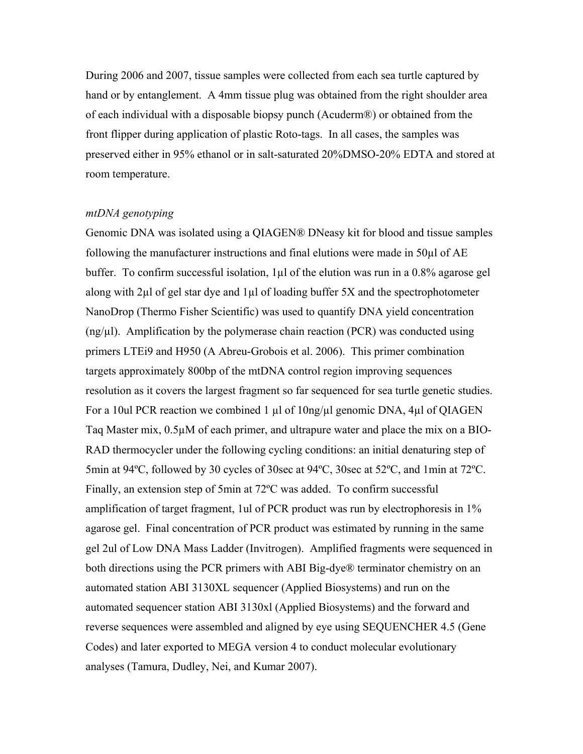During 2006 and 2007, tissue samples were collected from each sea turtle captured by hand or by entanglement. A 4mm tissue plug was obtained from the right shoulder area of each individual with a disposable biopsy punch (Acuderm®) or obtained from the front flipper during application of plastic Roto-tags. In all cases, the samples was preserved either in 95% ethanol or in salt-saturated 20%DMSO-20% EDTA and stored at room temperature.

*mtDNA genotyping*

Genomic DNA was isolated using a QIAGEN® DNeasy kit for blood and tissue samples following the manufacturer instructions and final elutions were made in 50µl of AE buffer. To confirm successful isolation, 1µl of the elution was run in a 0.8% agarose gel along with 2µl of gel star dye and 1µl of loading buffer 5X and the spectrophotometer NanoDrop (Thermo Fisher Scientific) was used to quantify DNA yield concentration (ng/µl). Amplification by the polymerase chain reaction (PCR) was conducted using primers LTEi9 and H950 (A Abreu-Grobois et al. 2006). This primer combination targets approximately 800bp of the mtDNA control region improving sequences resolution as it covers the largest fragment so far sequenced for sea turtle genetic studies. For a 10ul PCR reaction we combined 1 µl of 10ng/µl genomic DNA, 4µl of QIAGEN Taq Master mix, 0.5µM of each primer, and ultrapure water and place the mix on a BIO-RAD thermocycler under the following cycling conditions: an initial denaturing step of 5min at 94ºC, followed by 30 cycles of 30sec at 94ºC, 30sec at 52ºC, and 1min at 72ºC. Finally, an extension step of 5min at 72ºC was added. To confirm successful amplification of target fragment, 1ul of PCR product was run by electrophoresis in 1% agarose gel. Final concentration of PCR product was estimated by running in the same gel 2ul of Low DNA Mass Ladder (Invitrogen). Amplified fragments were sequenced in both directions using the PCR primers with ABI Big-dye® terminator chemistry on an automated station ABI 3130XL sequencer (Applied Biosystems) and run on the automated sequencer station ABI 3130xl (Applied Biosystems) and the forward and reverse sequences were assembled and aligned by eye using SEQUENCHER 4.5 (Gene Codes) and later exported to MEGA version 4 to conduct molecular evolutionary analyses (Tamura, Dudley, Nei, and Kumar 2007).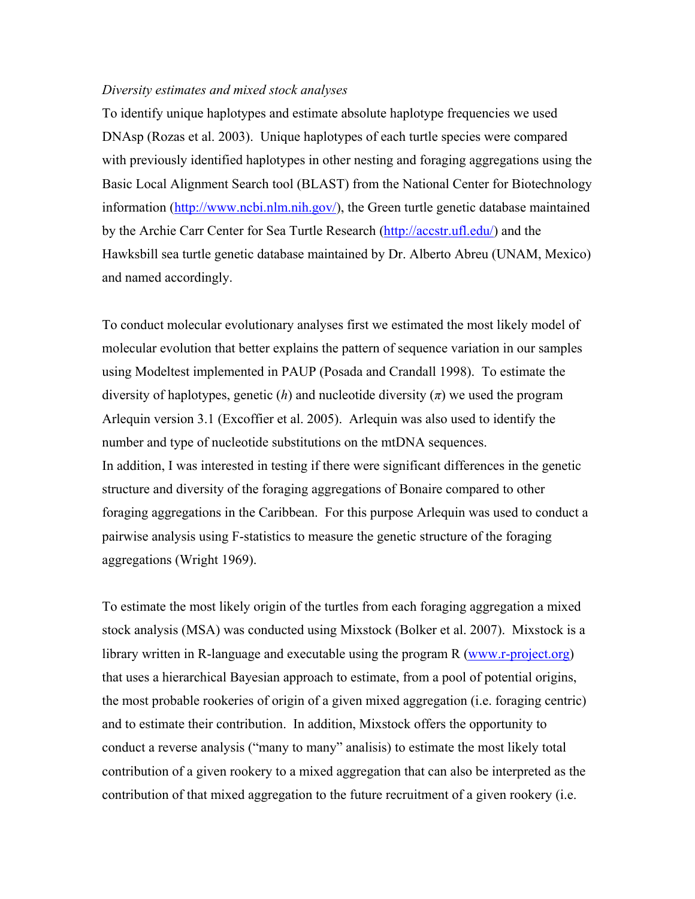*Diversity estimates and mixed stock analyses*

To identify unique haplotypes and estimate absolute haplotype frequencies we used DNAsp (Rozas et al. 2003). Unique haplotypes of each turtle species were compared with previously identified haplotypes in other nesting and foraging aggregations using the Basic Local Alignment Search tool (BLAST) from the National Center for Biotechnology information (http://www.ncbi.nlm.nih.gov/), the Green turtle genetic database maintained by the Archie Carr Center for Sea Turtle Research (http://accstr.ufl.edu/) and the Hawksbill sea turtle genetic database maintained by Dr. Alberto Abreu (UNAM, Mexico) and named accordingly.

To conduct molecular evolutionary analyses first we estimated the most likely model of molecular evolution that better explains the pattern of sequence variation in our samples using Modeltest implemented in PAUP (Posada and Crandall 1998). To estimate the diversity of haplotypes, genetic ($h$) and nucleotide diversity ($\pi$) we used the program Arlequin version 3.1 (Excoffier et al. 2005). Arlequin was also used to identify the number and type of nucleotide substitutions on the mtDNA sequences.
In addition, I was interested in testing if there were significant differences in the genetic structure and diversity of the foraging aggregations of Bonaire compared to other foraging aggregations in the Caribbean. For this purpose Arlequin was used to conduct a pairwise analysis using F-statistics to measure the genetic structure of the foraging aggregations (Wright 1969).

To estimate the most likely origin of the turtles from each foraging aggregation a mixed stock analysis (MSA) was conducted using Mixstock (Bolker et al. 2007). Mixstock is a library written in R-language and executable using the program R (www.r-project.org) that uses a hierarchical Bayesian approach to estimate, from a pool of potential origins, the most probable rookeries of origin of a given mixed aggregation (i.e. foraging centric) and to estimate their contribution. In addition, Mixstock offers the opportunity to conduct a reverse analysis ("many to many" analisis) to estimate the most likely total contribution of a given rookery to a mixed aggregation that can also be interpreted as the contribution of that mixed aggregation to the future recruitment of a given rookery (i.e.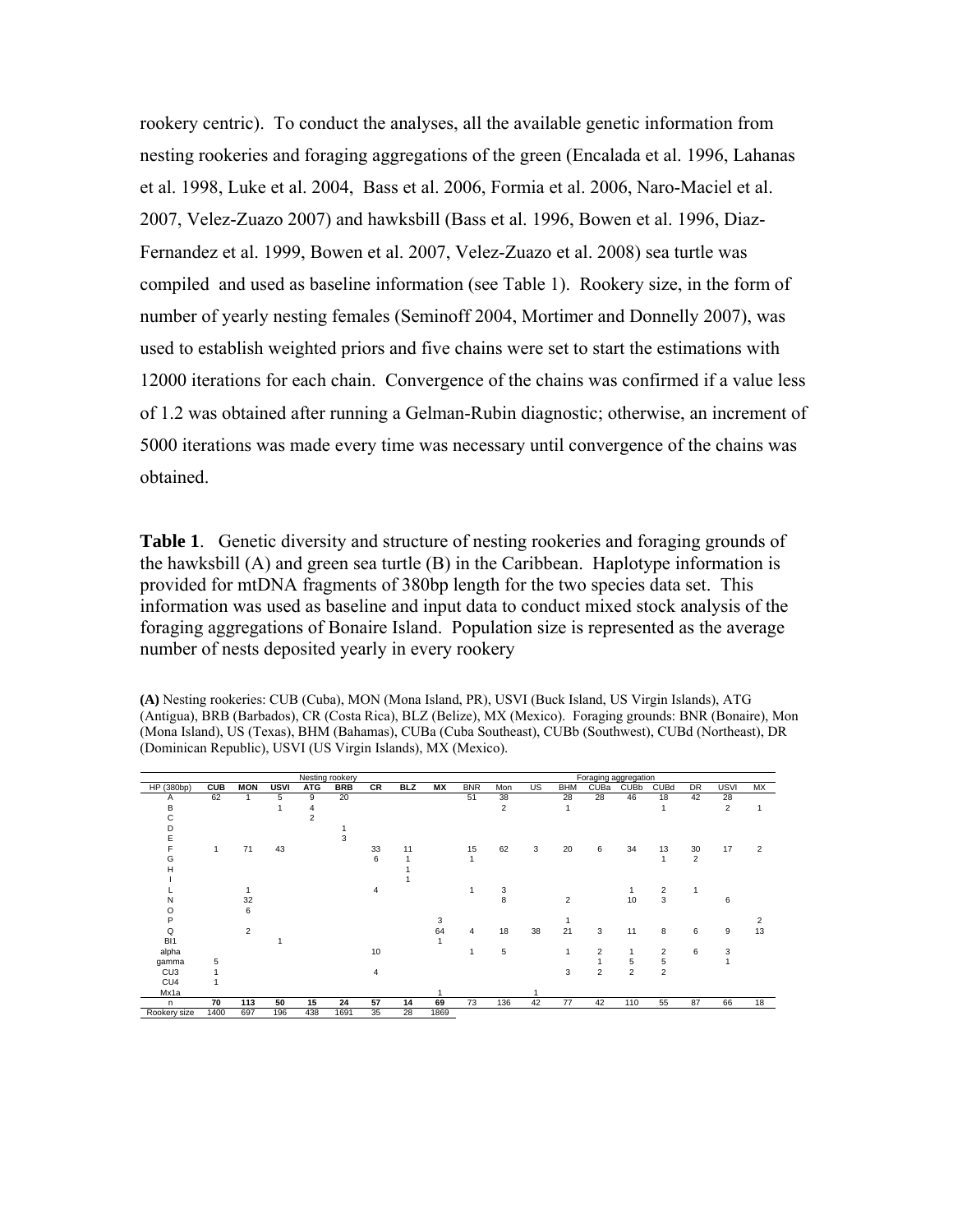rookery centric). To conduct the analyses, all the available genetic information from nesting rookeries and foraging aggregations of the green (Encalada et al. 1996, Lahanas et al. 1998, Luke et al. 2004, Bass et al. 2006, Formia et al. 2006, Naro-Maciel et al. 2007, Velez-Zuazo 2007) and hawksbill (Bass et al. 1996, Bowen et al. 1996, Diaz-Fernandez et al. 1999, Bowen et al. 2007, Velez-Zuazo et al. 2008) sea turtle was compiled and used as baseline information (see Table 1). Rookery size, in the form of number of yearly nesting females (Seminoff 2004, Mortimer and Donnelly 2007), was used to establish weighted priors and five chains were set to start the estimations with 12000 iterations for each chain. Convergence of the chains was confirmed if a value less of 1.2 was obtained after running a Gelman-Rubin diagnostic; otherwise, an increment of 5000 iterations was made every time was necessary until convergence of the chains was obtained.

**Table 1**. Genetic diversity and structure of nesting rookeries and foraging grounds of the hawksbill (A) and green sea turtle (B) in the Caribbean. Haplotype information is provided for mtDNA fragments of 380bp length for the two species data set. This information was used as baseline and input data to conduct mixed stock analysis of the foraging aggregations of Bonaire Island. Population size is represented as the average number of nests deposited yearly in every rookery

**(A)** Nesting rookeries: CUB (Cuba), MON (Mona Island, PR), USVI (Buck Island, US Virgin Islands), ATG (Antigua), BRB (Barbados), CR (Costa Rica), BLZ (Belize), MX (Mexico). Foraging grounds: BNR (Bonaire), Mon (Mona Island), US (Texas), BHM (Bahamas), CUBa (Cuba Southeast), CUBb (Southwest), CUBd (Northeast), DR (Dominican Republic), USVI (US Virgin Islands), MX (Mexico).

| | Nesting rookery | | | | | | | | Foraging aggregation | | | | | | | | | |
|---|---|---|---|---|---|---|---|---|---|---|---|---|---|---|---|---|---|---|
| HP (380bp) | **CUB** | **MON** | **USVI** | **ATG** | **BRB** | **CR** | **BLZ** | **MX** | BNR | Mon | US | BHM | CUBa | CUBb | CUBd | DR | USVI | MX |
| A | 62 | 1 | 5 | 9 | 20 | | | | 51 | 38 | | 28 | 28 | 46 | 18 | 42 | 28 | |
| B | | | 1 | 4 | | | | | | 2 | | 1 | | | 1 | | 2 | 1 |
| C | | | | 2 | | | | | | | | | | | | | | |
| D | | | | | 1 | | | | | | | | | | | | | |
| E | | | | | 3 | | | | | | | | | | | | | |
| F | 1 | 71 | 43 | | | 33 | 11 | | 15 | 62 | 3 | 20 | 6 | 34 | 13 | 30 | 17 | 2 |
| G | | | | | | 6 | 1 | | 1 | | | | | | 1 | 2 | | |
| H | | | | | | | 1 | | | | | | | | | | | |
| I | | | | | | | 1 | | | | | | | | | | | |
| L | | 1 | | | | 4 | | | 1 | 3 | | | | 1 | 2 | 1 | | |
| N | | 32 | | | | | | | | 8 | | 2 | | 10 | 3 | | 6 | |
| O | | 6 | | | | | | | | | | | | | | | | |
| P | | | | | | | | 3 | | | | 1 | | | | | | 2 |
| Q | | 2 | | | | | | 64 | 4 | 18 | 38 | 21 | 3 | 11 | 8 | 6 | 9 | 13 |
| BI1 | | | 1 | | | | | 1 | | | | | | | | | | |
| alpha | | | | | | 10 | | | 1 | 5 | | 1 | 2 | 1 | 2 | 6 | 3 | |
| gamma | 5 | | | | | | | | | | | | 1 | 5 | 5 | | 1 | |
| CU3 | 1 | | | | | 4 | | | | | | 3 | 2 | 2 | 2 | | | |
| CU4 | 1 | | | | | | | | | | | | | | | | | |
| Mx1a | | | | | | | | 1 | | | 1 | | | | | | | |
| n | **70** | **113** | **50** | **15** | **24** | **57** | **14** | **69** | 73 | 136 | 42 | 77 | 42 | 110 | 55 | 87 | 66 | 18 |
| Rookery size | 1400 | 697 | 196 | 438 | 1691 | 35 | 28 | 1869 | | | | | | | | | | |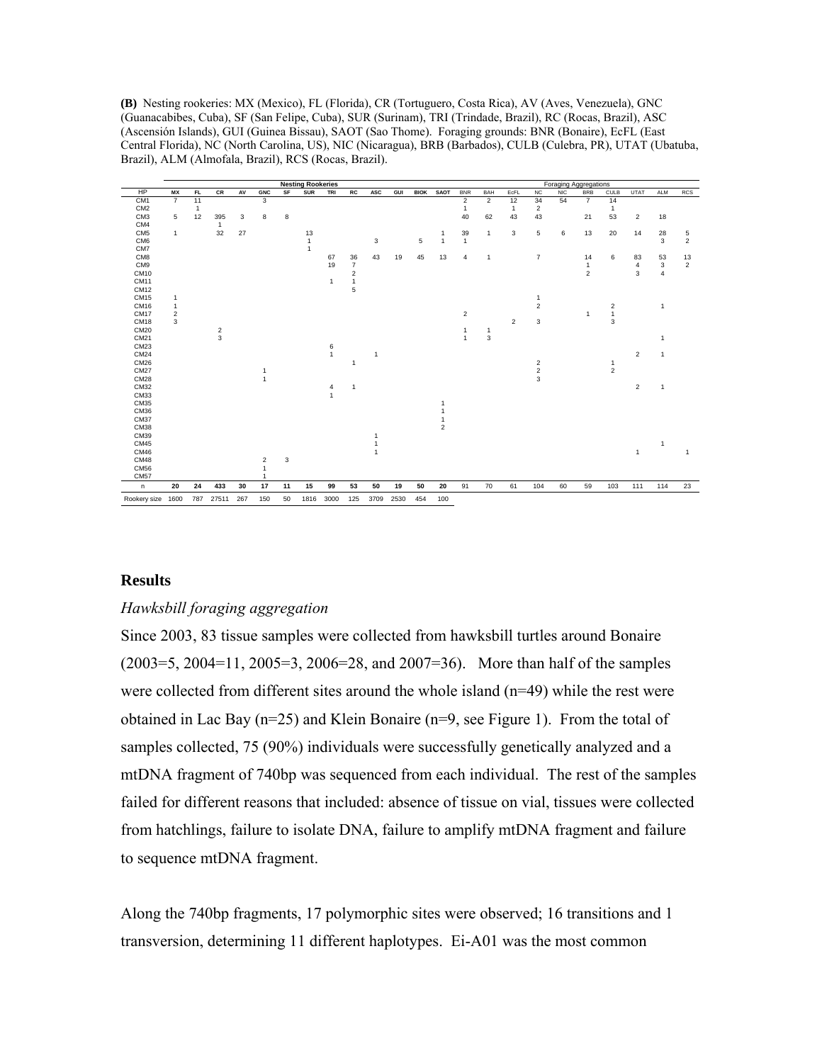**(B)** Nesting rookeries: MX (Mexico), FL (Florida), CR (Tortuguero, Costa Rica), AV (Aves, Venezuela), GNC (Guanacabibes, Cuba), SF (San Felipe, Cuba), SUR (Surinam), TRI (Trindade, Brazil), RC (Rocas, Brazil), ASC (Ascensión Islands), GUI (Guinea Bissau), SAOT (Sao Thome). Foraging grounds: BNR (Bonaire), EcFL (East Central Florida), NC (North Carolina, US), NIC (Nicaragua), BRB (Barbados), CULB (Culebra, PR), UTAT (Ubatuba, Brazil), ALM (Almofala, Brazil), RCS (Rocas, Brazil).

| | Nesting Rookeries | | | | | | | | | | | | | Foraging Aggregations | | | | | | | | | |
|---|---|---|---|---|---|---|---|---|---|---|---|---|---|---|---|---|---|---|---|---|---|---|---|
| HP | MX | FL | CR | AV | GNC | SF | SUR | TRI | RC | ASC | GUI | BIOK | SAOT | BNR | BAH | EcFL | NC | NIC | BRB | CULB | UTAT | ALM | RCS |
| CM1 | 7 | 11 | | | 3 | | | | | | | | | 2 | 2 | 12 | 34 | 54 | 7 | 14 | | | |
| CM2 | | 1 | | | | | | | | | | | | 1 | | 1 | 2 | | | 1 | | | |
| CM3 | 5 | 12 | 395 | 3 | 8 | 8 | | | | | | | | 40 | 62 | 43 | 43 | | 21 | 53 | 2 | 18 | |
| CM4 | | | 1 | | | | | | | | | | | | | | | | | | | | |
| CM5 | 1 | | 32 | 27 | | | 13 | | | 3 | | 5 | 1 | 39 | 1 | 3 | 5 | 6 | 13 | 20 | 14 | 28 | 5 |
| CM6 | | | | | | | 1 | | | | | | 1 | 1 | | | | | | | | 3 | 2 |
| CM7 | | | | | | | 1 | | | | | | | | | | | | | | | | |
| CM8 | | | | | | | | 67 | 36 | 43 | 19 | 45 | 13 | 4 | 1 | | 7 | | 14 | 6 | 83 | 53 | 13 |
| CM9 | | | | | | | | 19 | 7 | | | | | | | | | | 1 | | 4 | 3 | 2 |
| CM10 | | | | | | | | | 2 | | | | | | | | | | 2 | | 3 | 4 | |
| CM11 | | | | | | | | 1 | 1 | | | | | | | | | | | | | | |
| CM12 | | | | | | | | | 5 | | | | | | | | | | | | | | |
| CM15 | 1 | | | | | | | | | | | | | | | | 1 | | | | | | |
| CM16 | 1 | | | | | | | | | | | | | | | | 2 | | | 2 | | 1 | |
| CM17 | 2 | | | | | | | | | | | | | 2 | | | | | 1 | 1 | | | |
| CM18 | 3 | | | | | | | | | | | | | | | 2 | 3 | | | 3 | | | |
| CM20 | | | 2 | | | | | | | | | | | 1 | 1 | | | | | | | | |
| CM21 | | | 3 | | | | | | | | | | | 1 | 3 | | | | | | | 1 | |
| CM23 | | | | | | | | 6 | | | | | | | | | | | | | | | |
| CM24 | | | | | | | | 1 | | 1 | | | | | | | | | | | 2 | 1 | |
| CM26 | | | | | | | | | 1 | | | | | | | | 2 | | | 1 | | | |
| CM27 | | | | | 1 | | | | | | | | | | | | 2 | | | 2 | | | |
| CM28 | | | | | 1 | | | | | | | | | | | | 3 | | | | | | |
| CM32 | | | | | | | | 4 | 1 | | | | | | | | | | | | 2 | 1 | |
| CM33 | | | | | | | | 1 | | | | | | | | | | | | | | | |
| CM35 | | | | | | | | | | | | | 1 | | | | | | | | | | |
| CM36 | | | | | | | | | | | | | 1 | | | | | | | | | | |
| CM37 | | | | | | | | | | | | | 1 | | | | | | | | | | |
| CM38 | | | | | | | | | | | | | 2 | | | | | | | | | | |
| CM39 | | | | | | | | | | 1 | | | | | | | | | | | | | |
| CM45 | | | | | | | | | | 1 | | | | | | | | | | | | 1 | |
| CM46 | | | | | | | | | | 1 | | | | | | | | | | | 1 | | 1 |
| CM48 | | | | | 2 | 3 | | | | | | | | | | | | | | | | | |
| CM56 | | | | | 1 | | | | | | | | | | | | | | | | | | |
| CM57 | | | | | 1 | | | | | | | | | | | | | | | | | | |
| n | **20** | **24** | **433** | **30** | **17** | **11** | **15** | **99** | **53** | **50** | **19** | **50** | **20** | 91 | 70 | 61 | 104 | 60 | 59 | 103 | 111 | 114 | 23 |
| Rookery size | 1600 | 787 | 27511 | 267 | 150 | 50 | 1816 | 3000 | 125 | 3709 | 2530 | 454 | 100 | | | | | | | | | | |

## Results

### *Hawksbill foraging aggregation*

Since 2003, 83 tissue samples were collected from hawksbill turtles around Bonaire (2003=5, 2004=11, 2005=3, 2006=28, and 2007=36). More than half of the samples were collected from different sites around the whole island (n=49) while the rest were obtained in Lac Bay (n=25) and Klein Bonaire (n=9, see Figure 1). From the total of samples collected, 75 (90%) individuals were successfully genetically analyzed and a mtDNA fragment of 740bp was sequenced from each individual. The rest of the samples failed for different reasons that included: absence of tissue on vial, tissues were collected from hatchlings, failure to isolate DNA, failure to amplify mtDNA fragment and failure to sequence mtDNA fragment.

Along the 740bp fragments, 17 polymorphic sites were observed; 16 transitions and 1 transversion, determining 11 different haplotypes. Ei-A01 was the most common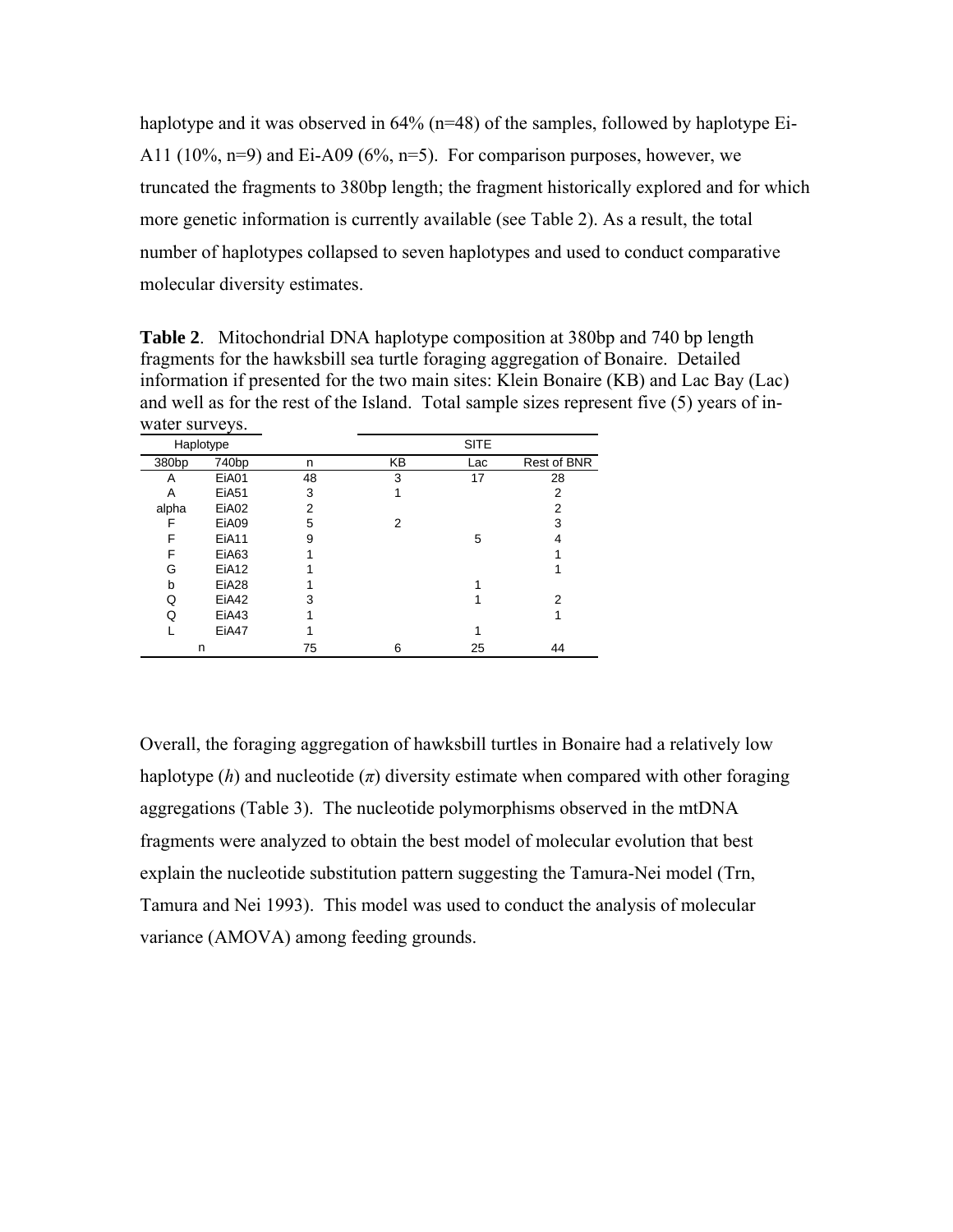haplotype and it was observed in 64% (n=48) of the samples, followed by haplotype Ei-A11 (10%, n=9) and Ei-A09 (6%, n=5). For comparison purposes, however, we truncated the fragments to 380bp length; the fragment historically explored and for which more genetic information is currently available (see Table 2). As a result, the total number of haplotypes collapsed to seven haplotypes and used to conduct comparative molecular diversity estimates.

**Table 2**. Mitochondrial DNA haplotype composition at 380bp and 740 bp length fragments for the hawksbill sea turtle foraging aggregation of Bonaire. Detailed information if presented for the two main sites: Klein Bonaire (KB) and Lac Bay (Lac) and well as for the rest of the Island. Total sample sizes represent five (5) years of in-water surveys.

| Haplotype | | | SITE | | |
|---|---|---|---|---|---|
| 380bp | 740bp | n | KB | Lac | Rest of BNR |
| A | EiA01 | 48 | 3 | 17 | 28 |
| A | EiA51 | 3 | 1 | | 2 |
| alpha | EiA02 | 2 | | | 2 |
| F | EiA09 | 5 | 2 | | 3 |
| F | EiA11 | 9 | | 5 | 4 |
| F | EiA63 | 1 | | | 1 |
| G | EiA12 | 1 | | | 1 |
| b | EiA28 | 1 | | 1 | |
| Q | EiA42 | 3 | | 1 | 2 |
| Q | EiA43 | 1 | | | 1 |
| L | EiA47 | 1 | | 1 | |
| n | | 75 | 6 | 25 | 44 |

Overall, the foraging aggregation of hawksbill turtles in Bonaire had a relatively low haplotype ($h$) and nucleotide ($\pi$) diversity estimate when compared with other foraging aggregations (Table 3). The nucleotide polymorphisms observed in the mtDNA fragments were analyzed to obtain the best model of molecular evolution that best explain the nucleotide substitution pattern suggesting the Tamura-Nei model (Trn, Tamura and Nei 1993). This model was used to conduct the analysis of molecular variance (AMOVA) among feeding grounds.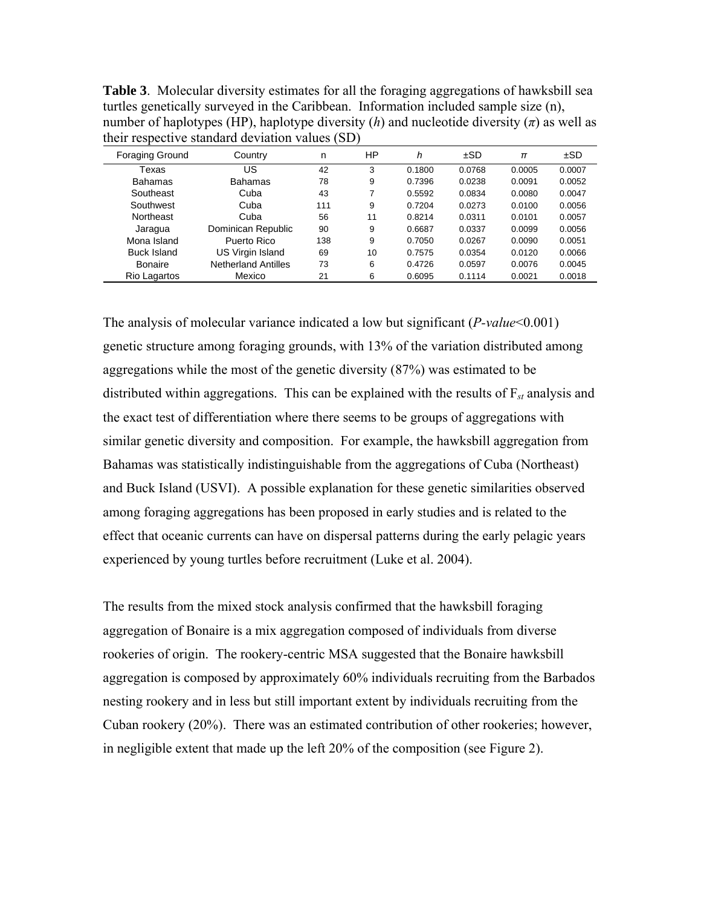**Table 3**. Molecular diversity estimates for all the foraging aggregations of hawksbill sea turtles genetically surveyed in the Caribbean. Information included sample size (n), number of haplotypes (HP), haplotype diversity (*h*) and nucleotide diversity ($\pi$) as well as their respective standard deviation values (SD)

| Foraging Ground | Country | n | HP | *h* | ±SD | $\pi$ | ±SD |
|---|---|---|---|---|---|---|---|
| Texas | US | 42 | 3 | 0.1800 | 0.0768 | 0.0005 | 0.0007 |
| Bahamas | Bahamas | 78 | 9 | 0.7396 | 0.0238 | 0.0091 | 0.0052 |
| Southeast | Cuba | 43 | 7 | 0.5592 | 0.0834 | 0.0080 | 0.0047 |
| Southwest | Cuba | 111 | 9 | 0.7204 | 0.0273 | 0.0100 | 0.0056 |
| Northeast | Cuba | 56 | 11 | 0.8214 | 0.0311 | 0.0101 | 0.0057 |
| Jaragua | Dominican Republic | 90 | 9 | 0.6687 | 0.0337 | 0.0099 | 0.0056 |
| Mona Island | Puerto Rico | 138 | 9 | 0.7050 | 0.0267 | 0.0090 | 0.0051 |
| Buck Island | US Virgin Island | 69 | 10 | 0.7575 | 0.0354 | 0.0120 | 0.0066 |
| Bonaire | Netherland Antilles | 73 | 6 | 0.4726 | 0.0597 | 0.0076 | 0.0045 |
| Rio Lagartos | Mexico | 21 | 6 | 0.6095 | 0.1114 | 0.0021 | 0.0018 |

The analysis of molecular variance indicated a low but significant (*P-value*<0.001) genetic structure among foraging grounds, with 13% of the variation distributed among aggregations while the most of the genetic diversity (87%) was estimated to be distributed within aggregations. This can be explained with the results of $F_{st}$ analysis and the exact test of differentiation where there seems to be groups of aggregations with similar genetic diversity and composition. For example, the hawksbill aggregation from Bahamas was statistically indistinguishable from the aggregations of Cuba (Northeast) and Buck Island (USVI). A possible explanation for these genetic similarities observed among foraging aggregations has been proposed in early studies and is related to the effect that oceanic currents can have on dispersal patterns during the early pelagic years experienced by young turtles before recruitment (Luke et al. 2004).

The results from the mixed stock analysis confirmed that the hawksbill foraging aggregation of Bonaire is a mix aggregation composed of individuals from diverse rookeries of origin. The rookery-centric MSA suggested that the Bonaire hawksbill aggregation is composed by approximately 60% individuals recruiting from the Barbados nesting rookery and in less but still important extent by individuals recruiting from the Cuban rookery (20%). There was an estimated contribution of other rookeries; however, in negligible extent that made up the left 20% of the composition (see Figure 2).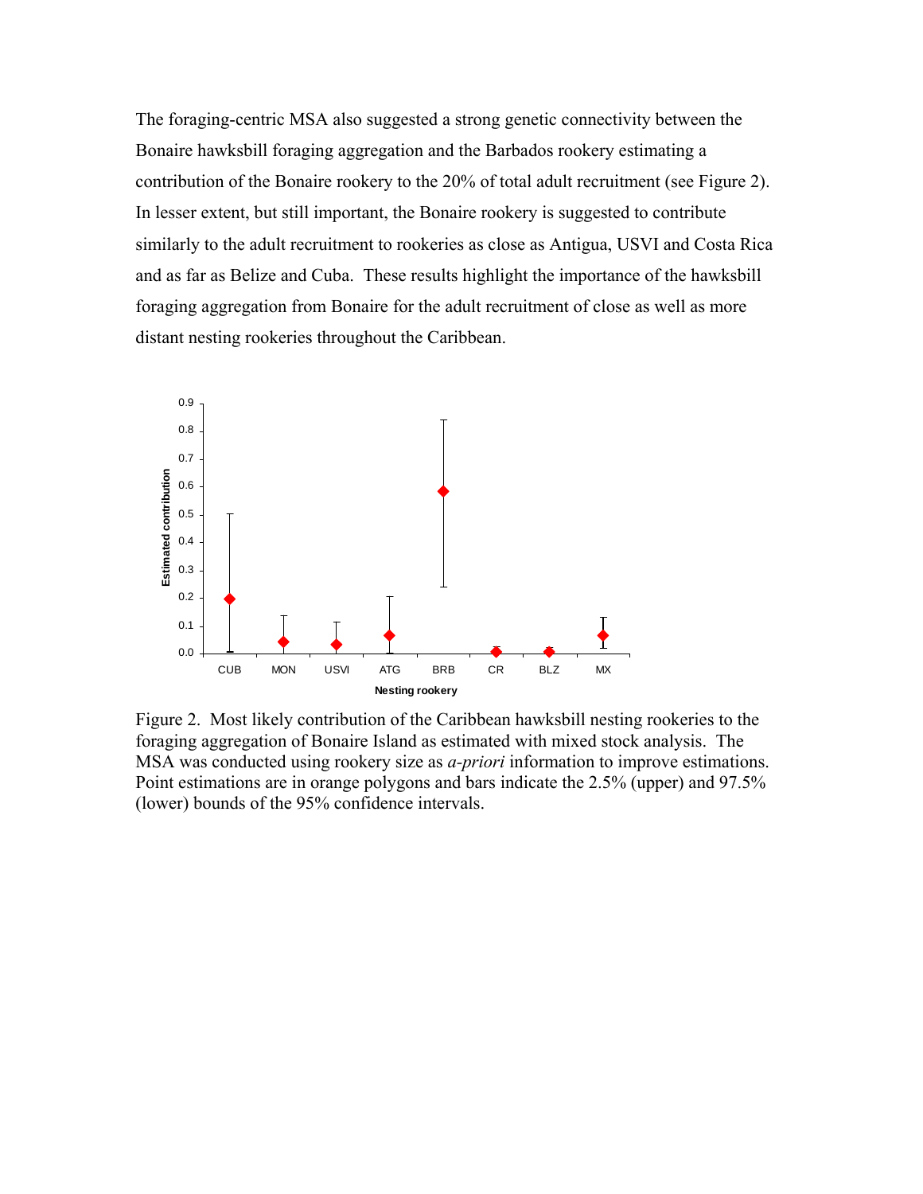The foraging-centric MSA also suggested a strong genetic connectivity between the Bonaire hawksbill foraging aggregation and the Barbados rookery estimating a contribution of the Bonaire rookery to the 20% of total adult recruitment (see Figure 2). In lesser extent, but still important, the Bonaire rookery is suggested to contribute similarly to the adult recruitment to rookeries as close as Antigua, USVI and Costa Rica and as far as Belize and Cuba. These results highlight the importance of the hawksbill foraging aggregation from Bonaire for the adult recruitment of close as well as more distant nesting rookeries throughout the Caribbean.

Figure 2. Most likely contribution of the Caribbean hawksbill nesting rookeries to the foraging aggregation of Bonaire Island as estimated with mixed stock analysis. The MSA was conducted using rookery size as *a-priori* information to improve estimations. Point estimations are in orange polygons and bars indicate the 2.5% (upper) and 97.5% (lower) bounds of the 95% confidence intervals.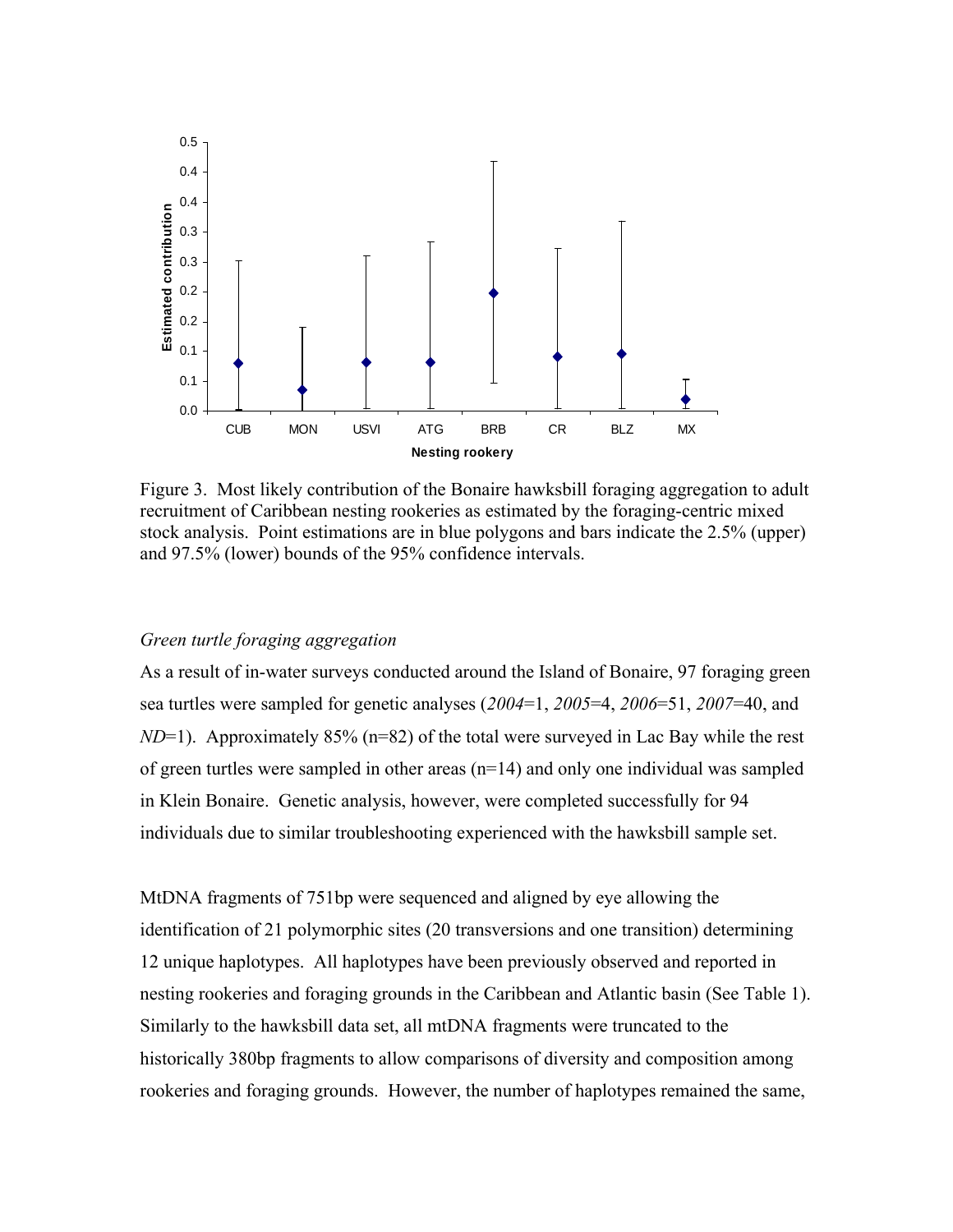Figure 3. Most likely contribution of the Bonaire hawksbill foraging aggregation to adult recruitment of Caribbean nesting rookeries as estimated by the foraging-centric mixed stock analysis. Point estimations are in blue polygons and bars indicate the 2.5% (upper) and 97.5% (lower) bounds of the 95% confidence intervals.

*Green turtle foraging aggregation*

As a result of in-water surveys conducted around the Island of Bonaire, 97 foraging green sea turtles were sampled for genetic analyses (*2004*=1, *2005*=4, *2006*=51, *2007*=40, and *ND*=1). Approximately 85% (n=82) of the total were surveyed in Lac Bay while the rest of green turtles were sampled in other areas (n=14) and only one individual was sampled in Klein Bonaire. Genetic analysis, however, were completed successfully for 94 individuals due to similar troubleshooting experienced with the hawksbill sample set.

MtDNA fragments of 751bp were sequenced and aligned by eye allowing the identification of 21 polymorphic sites (20 transversions and one transition) determining 12 unique haplotypes. All haplotypes have been previously observed and reported in nesting rookeries and foraging grounds in the Caribbean and Atlantic basin (See Table 1). Similarly to the hawksbill data set, all mtDNA fragments were truncated to the historically 380bp fragments to allow comparisons of diversity and composition among rookeries and foraging grounds. However, the number of haplotypes remained the same,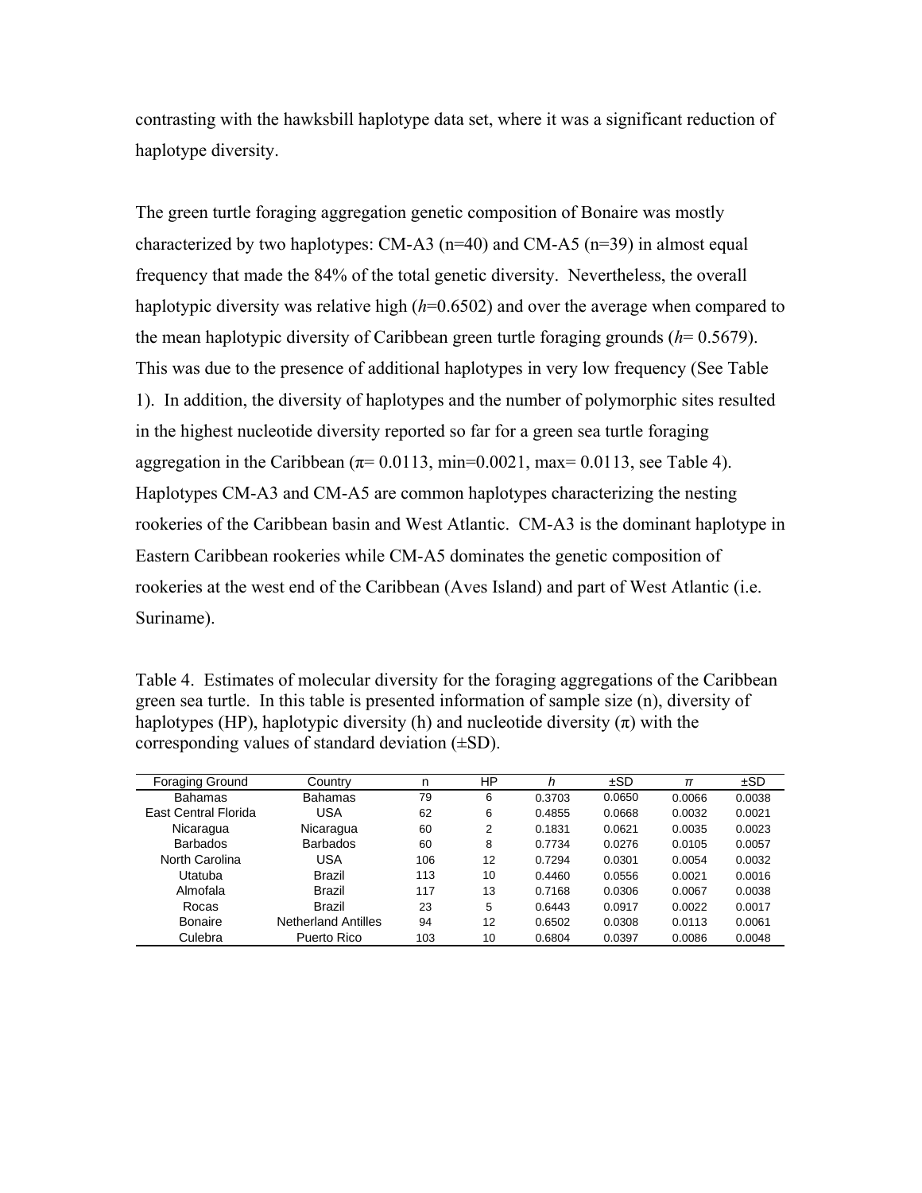contrasting with the hawksbill haplotype data set, where it was a significant reduction of haplotype diversity.

The green turtle foraging aggregation genetic composition of Bonaire was mostly characterized by two haplotypes: CM-A3 (n=40) and CM-A5 (n=39) in almost equal frequency that made the 84% of the total genetic diversity. Nevertheless, the overall haplotypic diversity was relative high (*h*=0.6502) and over the average when compared to the mean haplotypic diversity of Caribbean green turtle foraging grounds (*h*= 0.5679). This was due to the presence of additional haplotypes in very low frequency (See Table 1). In addition, the diversity of haplotypes and the number of polymorphic sites resulted in the highest nucleotide diversity reported so far for a green sea turtle foraging aggregation in the Caribbean (π= 0.0113, min=0.0021, max= 0.0113, see Table 4). Haplotypes CM-A3 and CM-A5 are common haplotypes characterizing the nesting rookeries of the Caribbean basin and West Atlantic. CM-A3 is the dominant haplotype in Eastern Caribbean rookeries while CM-A5 dominates the genetic composition of rookeries at the west end of the Caribbean (Aves Island) and part of West Atlantic (i.e. Suriname).

Table 4. Estimates of molecular diversity for the foraging aggregations of the Caribbean green sea turtle. In this table is presented information of sample size (n), diversity of haplotypes (HP), haplotypic diversity (h) and nucleotide diversity (π) with the corresponding values of standard deviation (±SD).

| Foraging Ground | Country | n | HP | *h* | ±SD | *π* | ±SD |
|---|---|---|---|---|---|---|---|
| Bahamas | Bahamas | 79 | 6 | 0.3703 | 0.0650 | 0.0066 | 0.0038 |
| East Central Florida | USA | 62 | 6 | 0.4855 | 0.0668 | 0.0032 | 0.0021 |
| Nicaragua | Nicaragua | 60 | 2 | 0.1831 | 0.0621 | 0.0035 | 0.0023 |
| Barbados | Barbados | 60 | 8 | 0.7734 | 0.0276 | 0.0105 | 0.0057 |
| North Carolina | USA | 106 | 12 | 0.7294 | 0.0301 | 0.0054 | 0.0032 |
| Utatuba | Brazil | 113 | 10 | 0.4460 | 0.0556 | 0.0021 | 0.0016 |
| Almofala | Brazil | 117 | 13 | 0.7168 | 0.0306 | 0.0067 | 0.0038 |
| Rocas | Brazil | 23 | 5 | 0.6443 | 0.0917 | 0.0022 | 0.0017 |
| Bonaire | Netherland Antilles | 94 | 12 | 0.6502 | 0.0308 | 0.0113 | 0.0061 |
| Culebra | Puerto Rico | 103 | 10 | 0.6804 | 0.0397 | 0.0086 | 0.0048 |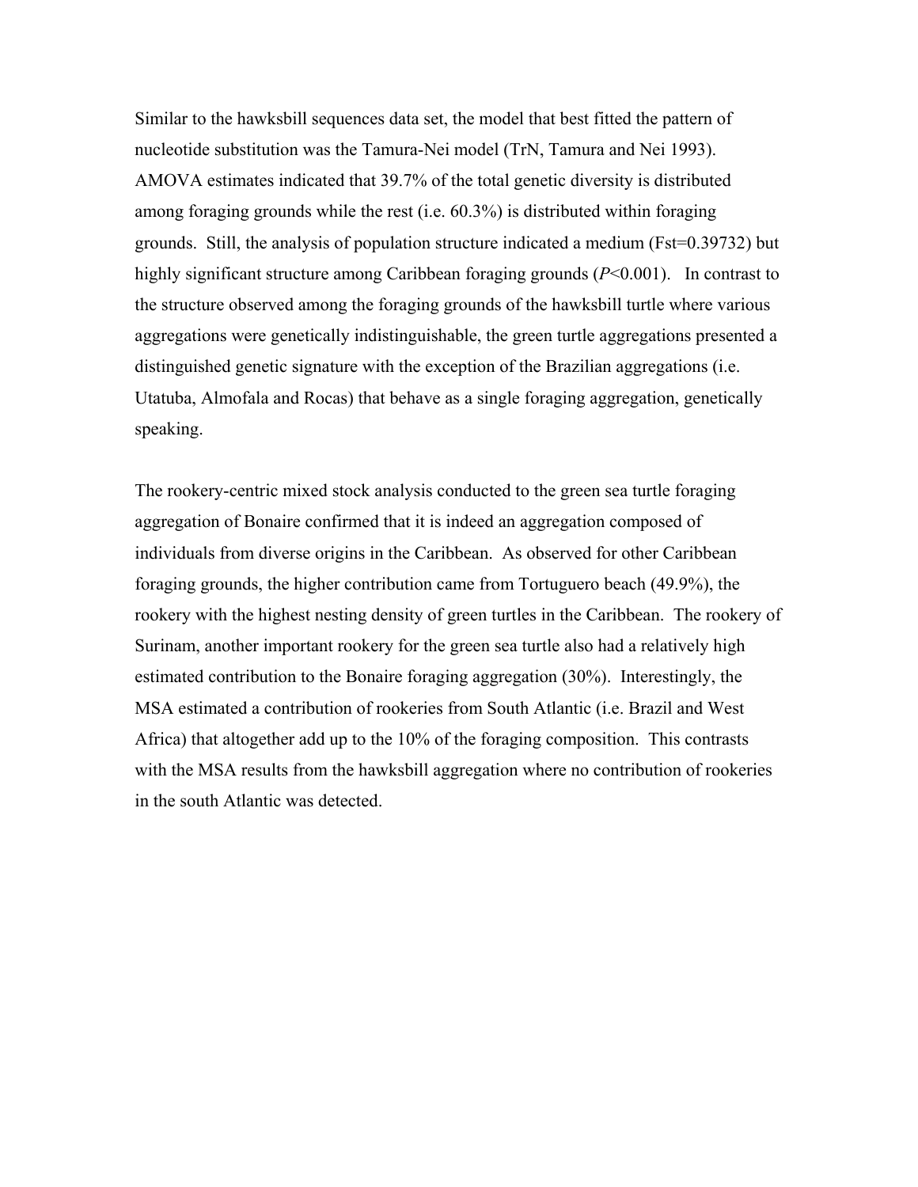Similar to the hawksbill sequences data set, the model that best fitted the pattern of nucleotide substitution was the Tamura-Nei model (TrN, Tamura and Nei 1993). AMOVA estimates indicated that 39.7% of the total genetic diversity is distributed among foraging grounds while the rest (i.e. 60.3%) is distributed within foraging grounds. Still, the analysis of population structure indicated a medium ($F_{st}$=0.39732) but highly significant structure among Caribbean foraging grounds ($P$<0.001). In contrast to the structure observed among the foraging grounds of the hawksbill turtle where various aggregations were genetically indistinguishable, the green turtle aggregations presented a distinguished genetic signature with the exception of the Brazilian aggregations (i.e. Utatuba, Almofala and Rocas) that behave as a single foraging aggregation, genetically speaking.

The rookery-centric mixed stock analysis conducted to the green sea turtle foraging aggregation of Bonaire confirmed that it is indeed an aggregation composed of individuals from diverse origins in the Caribbean. As observed for other Caribbean foraging grounds, the higher contribution came from Tortuguero beach (49.9%), the rookery with the highest nesting density of green turtles in the Caribbean. The rookery of Surinam, another important rookery for the green sea turtle also had a relatively high estimated contribution to the Bonaire foraging aggregation (30%). Interestingly, the MSA estimated a contribution of rookeries from South Atlantic (i.e. Brazil and West Africa) that altogether add up to the 10% of the foraging composition. This contrasts with the MSA results from the hawksbill aggregation where no contribution of rookeries in the south Atlantic was detected.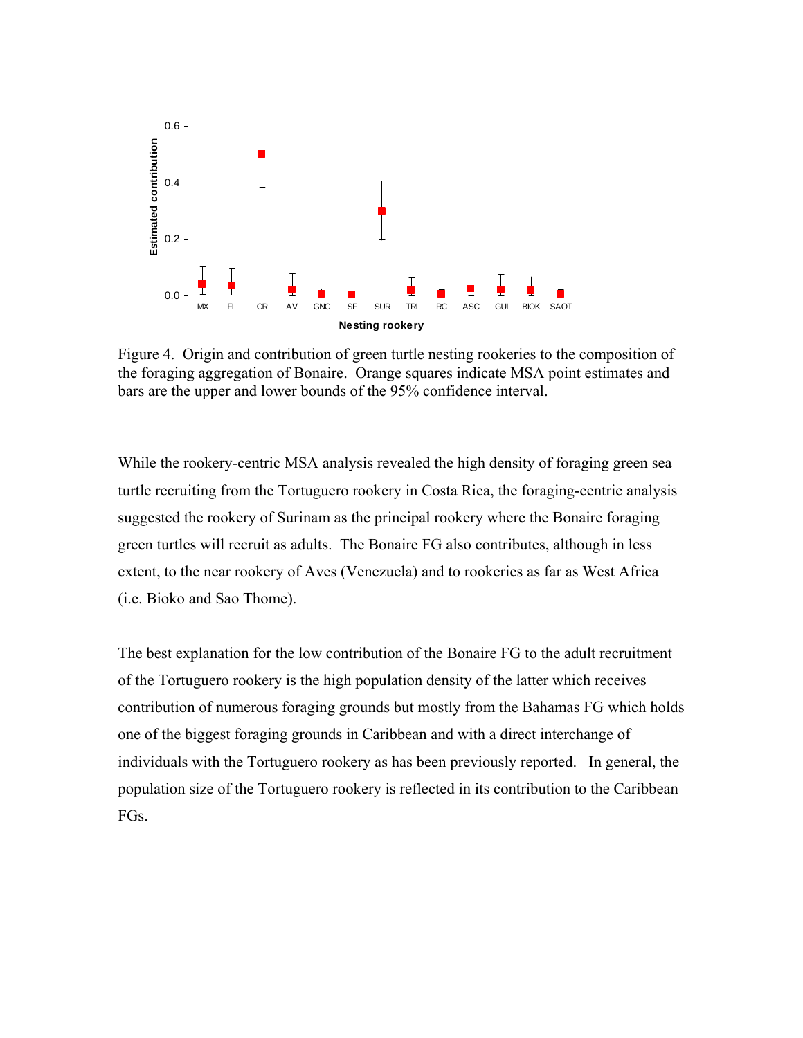Figure 4. Origin and contribution of green turtle nesting rookeries to the composition of the foraging aggregation of Bonaire. Orange squares indicate MSA point estimates and bars are the upper and lower bounds of the 95% confidence interval.

While the rookery-centric MSA analysis revealed the high density of foraging green sea turtle recruiting from the Tortuguero rookery in Costa Rica, the foraging-centric analysis suggested the rookery of Surinam as the principal rookery where the Bonaire foraging green turtles will recruit as adults. The Bonaire FG also contributes, although in less extent, to the near rookery of Aves (Venezuela) and to rookeries as far as West Africa (i.e. Bioko and Sao Thome).

The best explanation for the low contribution of the Bonaire FG to the adult recruitment of the Tortuguero rookery is the high population density of the latter which receives contribution of numerous foraging grounds but mostly from the Bahamas FG which holds one of the biggest foraging grounds in Caribbean and with a direct interchange of individuals with the Tortuguero rookery as has been previously reported. In general, the population size of the Tortuguero rookery is reflected in its contribution to the Caribbean FGs.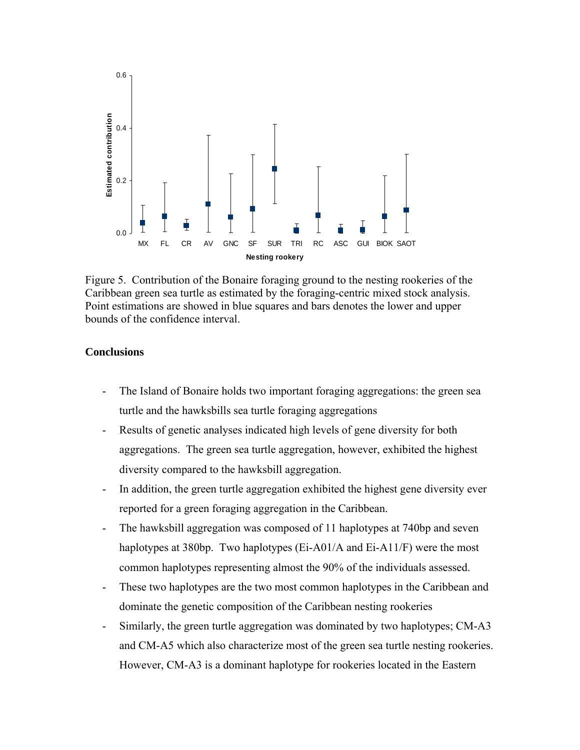Figure 5. Contribution of the Bonaire foraging ground to the nesting rookeries of the Caribbean green sea turtle as estimated by the foraging-centric mixed stock analysis. Point estimations are showed in blue squares and bars denotes the lower and upper bounds of the confidence interval.

## Conclusions

- The Island of Bonaire holds two important foraging aggregations: the green sea turtle and the hawksbills sea turtle foraging aggregations
- Results of genetic analyses indicated high levels of gene diversity for both aggregations. The green sea turtle aggregation, however, exhibited the highest diversity compared to the hawksbill aggregation.
- In addition, the green turtle aggregation exhibited the highest gene diversity ever reported for a green foraging aggregation in the Caribbean.
- The hawksbill aggregation was composed of 11 haplotypes at 740bp and seven haplotypes at 380bp. Two haplotypes (Ei-A01/A and Ei-A11/F) were the most common haplotypes representing almost the 90% of the individuals assessed.
- These two haplotypes are the two most common haplotypes in the Caribbean and dominate the genetic composition of the Caribbean nesting rookeries
- Similarly, the green turtle aggregation was dominated by two haplotypes; CM-A3 and CM-A5 which also characterize most of the green sea turtle nesting rookeries. However, CM-A3 is a dominant haplotype for rookeries located in the Eastern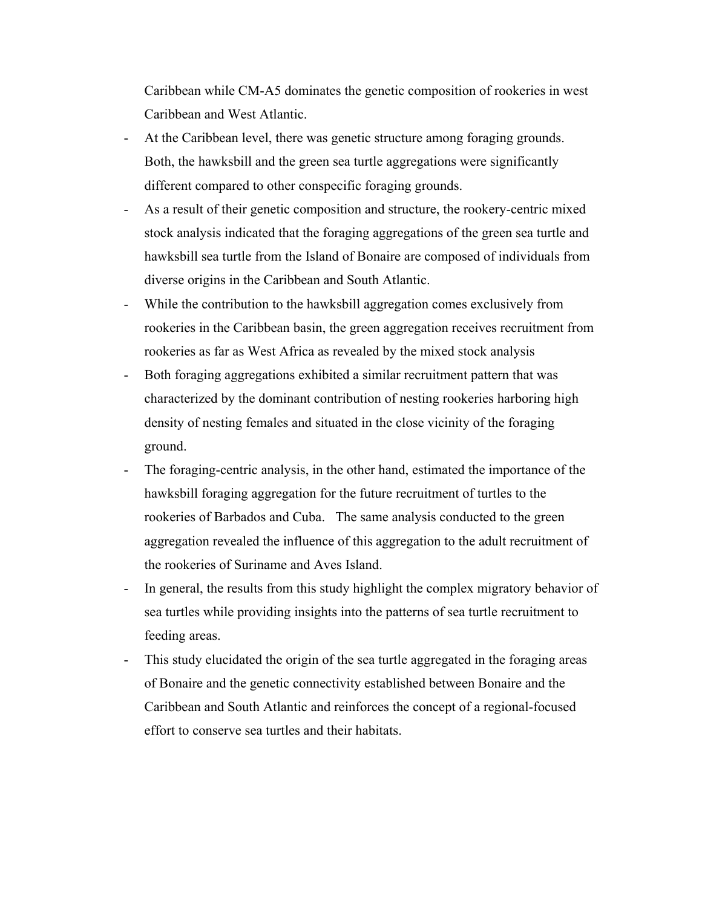Caribbean while CM-A5 dominates the genetic composition of rookeries in west Caribbean and West Atlantic.

- At the Caribbean level, there was genetic structure among foraging grounds. Both, the hawksbill and the green sea turtle aggregations were significantly different compared to other conspecific foraging grounds.
- As a result of their genetic composition and structure, the rookery-centric mixed stock analysis indicated that the foraging aggregations of the green sea turtle and hawksbill sea turtle from the Island of Bonaire are composed of individuals from diverse origins in the Caribbean and South Atlantic.
- While the contribution to the hawksbill aggregation comes exclusively from rookeries in the Caribbean basin, the green aggregation receives recruitment from rookeries as far as West Africa as revealed by the mixed stock analysis
- Both foraging aggregations exhibited a similar recruitment pattern that was characterized by the dominant contribution of nesting rookeries harboring high density of nesting females and situated in the close vicinity of the foraging ground.
- The foraging-centric analysis, in the other hand, estimated the importance of the hawksbill foraging aggregation for the future recruitment of turtles to the rookeries of Barbados and Cuba. The same analysis conducted to the green aggregation revealed the influence of this aggregation to the adult recruitment of the rookeries of Suriname and Aves Island.
- In general, the results from this study highlight the complex migratory behavior of sea turtles while providing insights into the patterns of sea turtle recruitment to feeding areas.
- This study elucidated the origin of the sea turtle aggregated in the foraging areas of Bonaire and the genetic connectivity established between Bonaire and the Caribbean and South Atlantic and reinforces the concept of a regional-focused effort to conserve sea turtles and their habitats.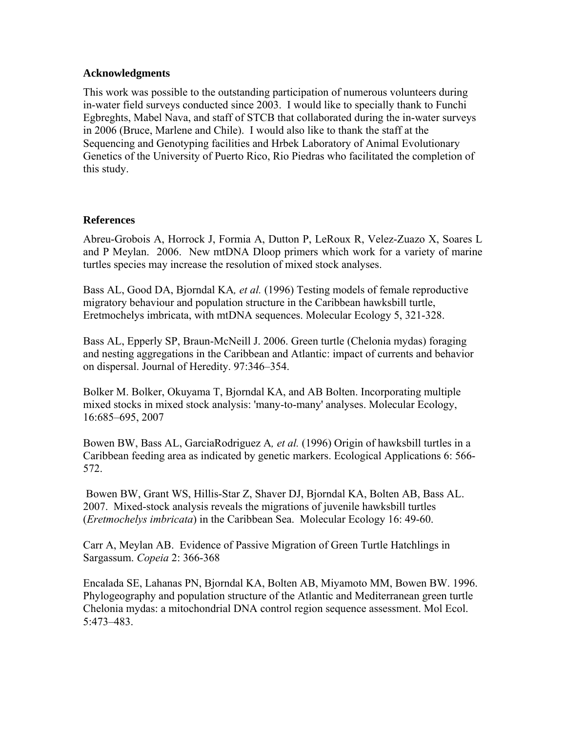**Acknowledgments**

This work was possible to the outstanding participation of numerous volunteers during in-water field surveys conducted since 2003. I would like to specially thank to Funchi Egbreghts, Mabel Nava, and staff of STCB that collaborated during the in-water surveys in 2006 (Bruce, Marlene and Chile). I would also like to thank the staff at the Sequencing and Genotyping facilities and Hrbek Laboratory of Animal Evolutionary Genetics of the University of Puerto Rico, Rio Piedras who facilitated the completion of this study.

**References**

Abreu-Grobois A, Horrock J, Formia A, Dutton P, LeRoux R, Velez-Zuazo X, Soares L and P Meylan. 2006. New mtDNA Dloop primers which work for a variety of marine turtles species may increase the resolution of mixed stock analyses.

Bass AL, Good DA, Bjorndal KA*, et al.* (1996) Testing models of female reproductive migratory behaviour and population structure in the Caribbean hawksbill turtle, Eretmochelys imbricata, with mtDNA sequences. Molecular Ecology 5, 321-328.

Bass AL, Epperly SP, Braun-McNeill J. 2006. Green turtle (Chelonia mydas) foraging and nesting aggregations in the Caribbean and Atlantic: impact of currents and behavior on dispersal. Journal of Heredity. 97:346–354.

Bolker M. Bolker, Okuyama T, Bjorndal KA, and AB Bolten. Incorporating multiple mixed stocks in mixed stock analysis: 'many-to-many' analyses. Molecular Ecology, 16:685–695, 2007

Bowen BW, Bass AL, GarciaRodriguez A*, et al.* (1996) Origin of hawksbill turtles in a Caribbean feeding area as indicated by genetic markers. Ecological Applications 6: 566-572.

Bowen BW, Grant WS, Hillis-Star Z, Shaver DJ, Bjorndal KA, Bolten AB, Bass AL. 2007. Mixed-stock analysis reveals the migrations of juvenile hawksbill turtles (*Eretmochelys imbricata*) in the Caribbean Sea. Molecular Ecology 16: 49-60.

Carr A, Meylan AB. Evidence of Passive Migration of Green Turtle Hatchlings in Sargassum. *Copeia* 2: 366-368

Encalada SE, Lahanas PN, Bjorndal KA, Bolten AB, Miyamoto MM, Bowen BW. 1996. Phylogeography and population structure of the Atlantic and Mediterranean green turtle Chelonia mydas: a mitochondrial DNA control region sequence assessment. Mol Ecol. 5:473–483.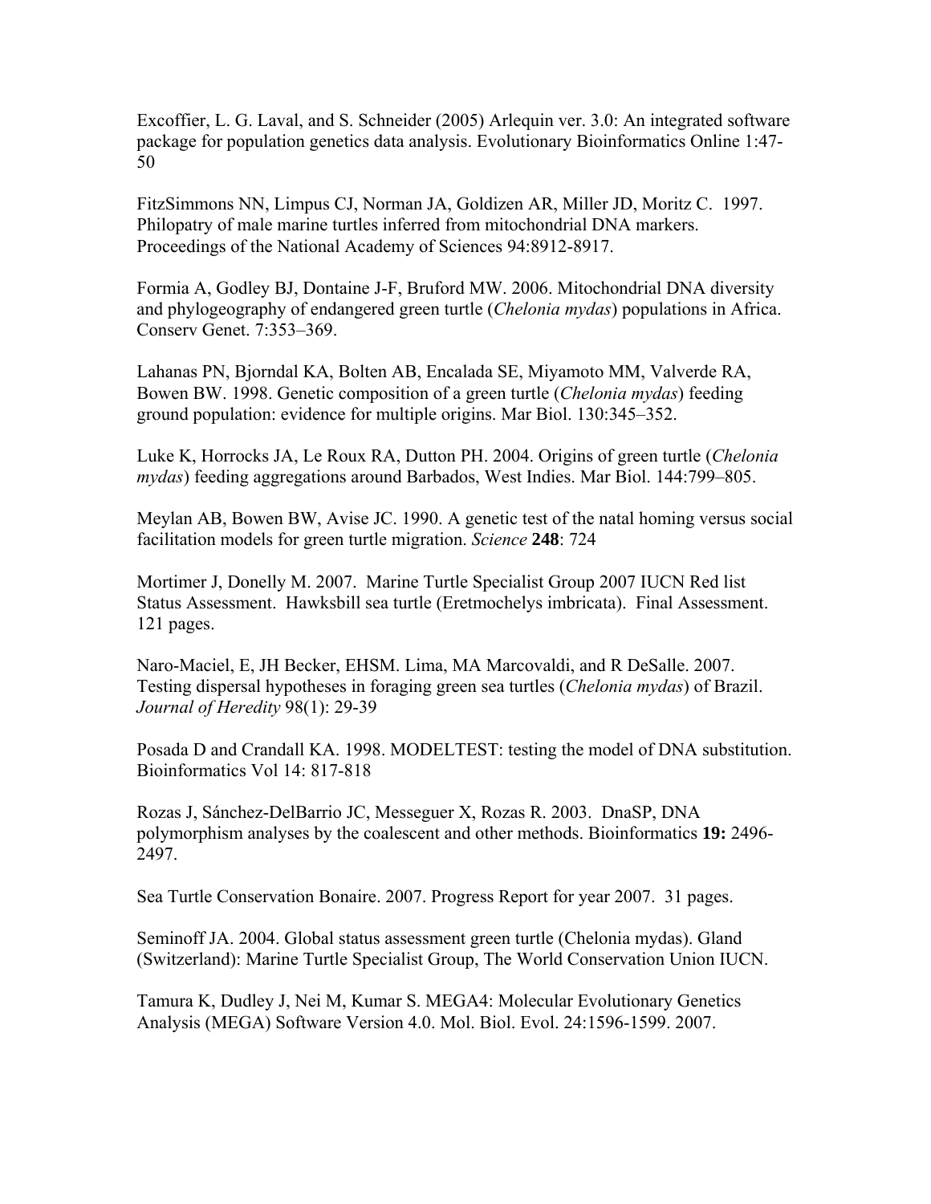Excoffier, L. G. Laval, and S. Schneider (2005) Arlequin ver. 3.0: An integrated software package for population genetics data analysis. Evolutionary Bioinformatics Online 1:47-50

FitzSimmons NN, Limpus CJ, Norman JA, Goldizen AR, Miller JD, Moritz C. 1997. Philopatry of male marine turtles inferred from mitochondrial DNA markers. Proceedings of the National Academy of Sciences 94:8912-8917.

Formia A, Godley BJ, Dontaine J-F, Bruford MW. 2006. Mitochondrial DNA diversity and phylogeography of endangered green turtle (*Chelonia mydas*) populations in Africa. Conserv Genet. 7:353–369.

Lahanas PN, Bjorndal KA, Bolten AB, Encalada SE, Miyamoto MM, Valverde RA, Bowen BW. 1998. Genetic composition of a green turtle (*Chelonia mydas*) feeding ground population: evidence for multiple origins. Mar Biol. 130:345–352.

Luke K, Horrocks JA, Le Roux RA, Dutton PH. 2004. Origins of green turtle (*Chelonia mydas*) feeding aggregations around Barbados, West Indies. Mar Biol. 144:799–805.

Meylan AB, Bowen BW, Avise JC. 1990. A genetic test of the natal homing versus social facilitation models for green turtle migration. *Science* **248**: 724

Mortimer J, Donelly M. 2007. Marine Turtle Specialist Group 2007 IUCN Red list Status Assessment. Hawksbill sea turtle (Eretmochelys imbricata). Final Assessment. 121 pages.

Naro-Maciel, E, JH Becker, EHSM. Lima, MA Marcovaldi, and R DeSalle. 2007. Testing dispersal hypotheses in foraging green sea turtles (*Chelonia mydas*) of Brazil. *Journal of Heredity* 98(1): 29-39

Posada D and Crandall KA. 1998. MODELTEST: testing the model of DNA substitution. Bioinformatics Vol 14: 817-818

Rozas J, Sánchez-DelBarrio JC, Messeguer X, Rozas R. 2003. DnaSP, DNA polymorphism analyses by the coalescent and other methods. Bioinformatics **19:** 2496-2497.

Sea Turtle Conservation Bonaire. 2007. Progress Report for year 2007. 31 pages.

Seminoff JA. 2004. Global status assessment green turtle (Chelonia mydas). Gland (Switzerland): Marine Turtle Specialist Group, The World Conservation Union IUCN.

Tamura K, Dudley J, Nei M, Kumar S. MEGA4: Molecular Evolutionary Genetics Analysis (MEGA) Software Version 4.0. Mol. Biol. Evol. 24:1596-1599. 2007.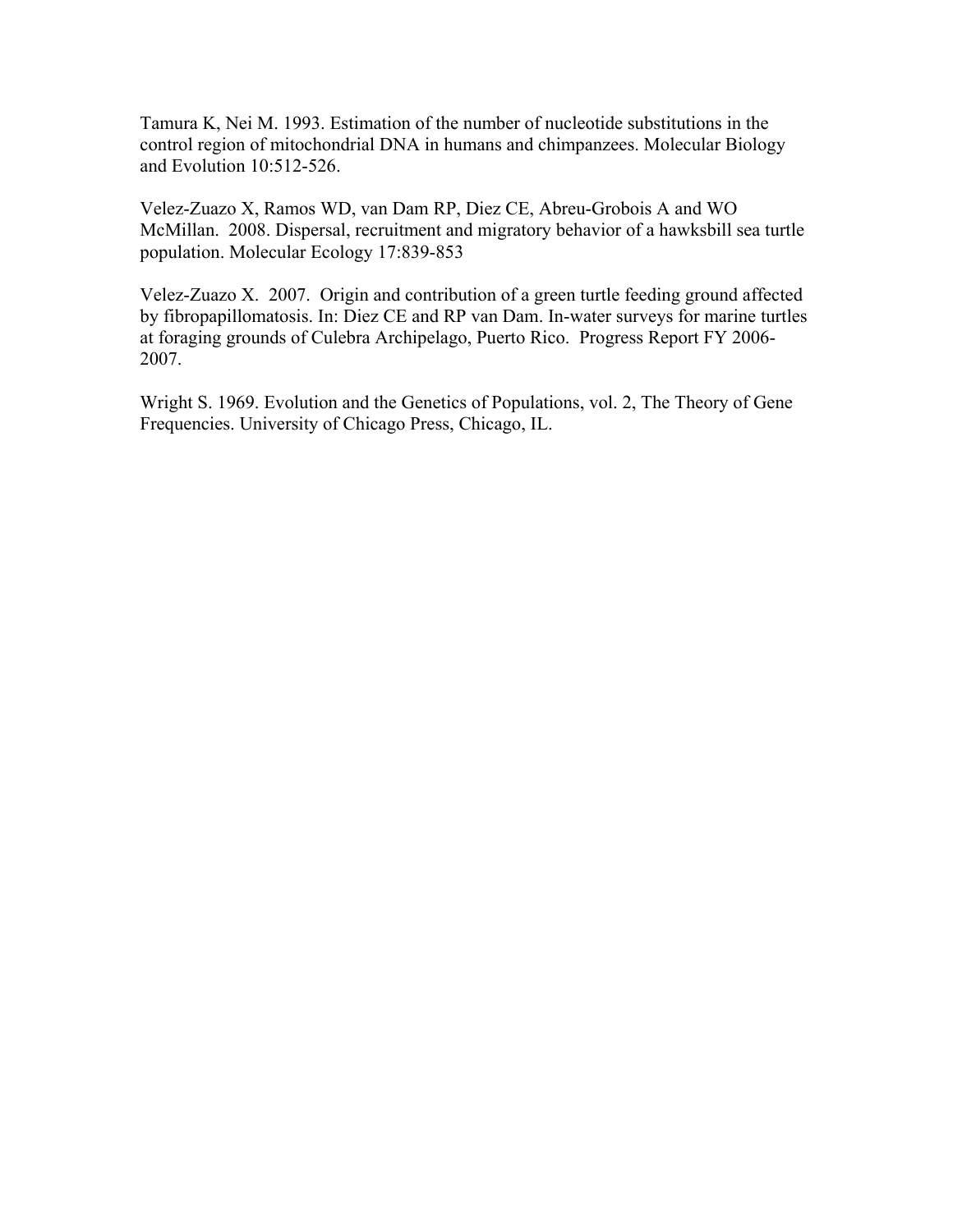Tamura K, Nei M. 1993. Estimation of the number of nucleotide substitutions in the control region of mitochondrial DNA in humans and chimpanzees. Molecular Biology and Evolution 10:512-526.

Velez-Zuazo X, Ramos WD, van Dam RP, Diez CE, Abreu-Grobois A and WO McMillan. 2008. Dispersal, recruitment and migratory behavior of a hawksbill sea turtle population. Molecular Ecology 17:839-853

Velez-Zuazo X. 2007. Origin and contribution of a green turtle feeding ground affected by fibropapillomatosis. In: Diez CE and RP van Dam. In-water surveys for marine turtles at foraging grounds of Culebra Archipelago, Puerto Rico. Progress Report FY 2006-2007.

Wright S. 1969. Evolution and the Genetics of Populations, vol. 2, The Theory of Gene Frequencies. University of Chicago Press, Chicago, IL.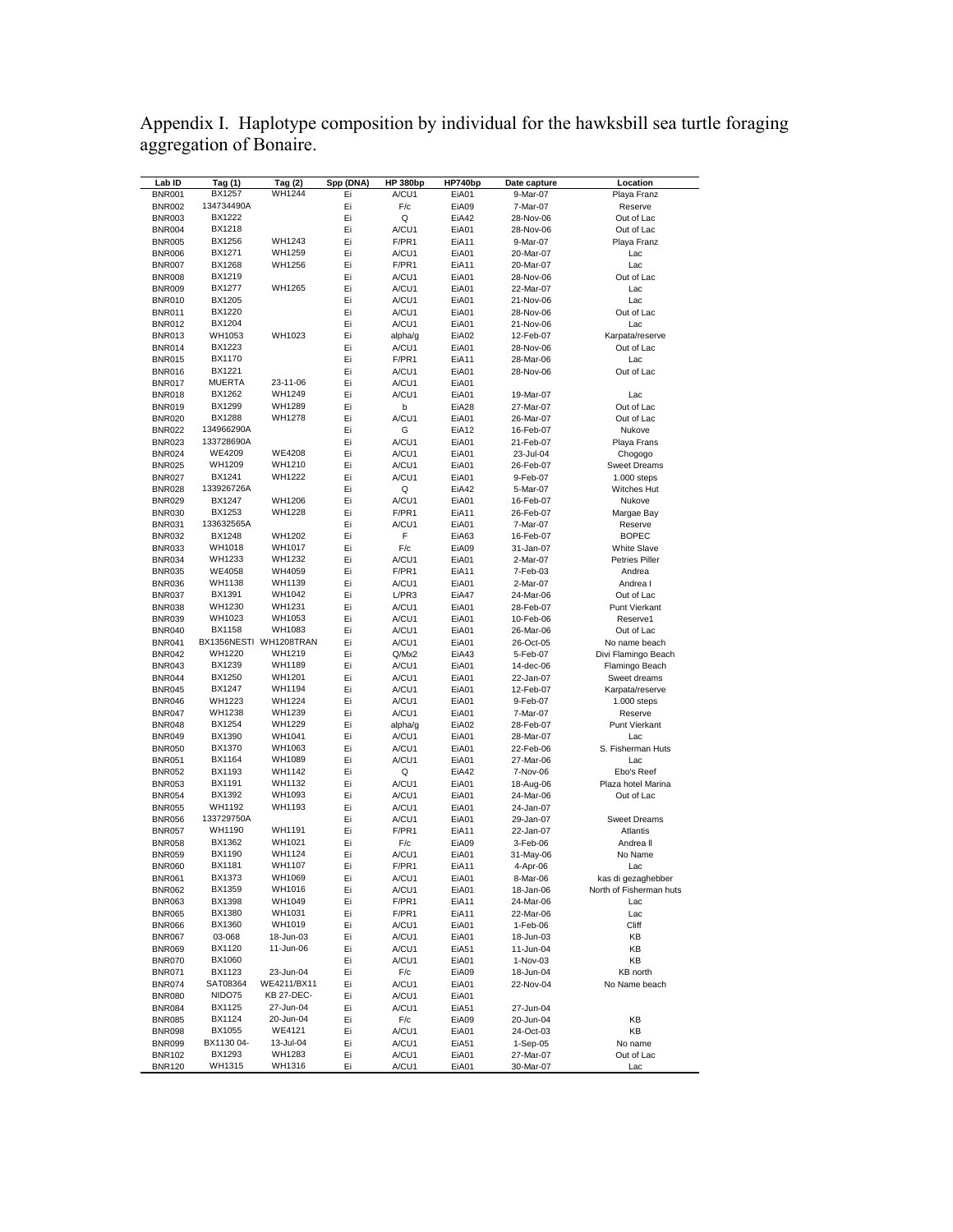Appendix I. Haplotype composition by individual for the hawksbill sea turtle foraging aggregation of Bonaire.

| Lab ID | Tag (1) | Tag (2) | Spp (DNA) | HP 380bp | HP740bp | Date capture | Location |
|---|---|---|---|---|---|---|---|
| BNR001 | BX1257 | WH1244 | Ei | A/CU1 | EiA01 | 9-Mar-07 | Playa Franz |
| BNR002 | 134734490A | | Ei | F/c | EiA09 | 7-Mar-07 | Reserve |
| BNR003 | BX1222 | | Ei | Q | EiA42 | 28-Nov-06 | Out of Lac |
| BNR004 | BX1218 | | Ei | A/CU1 | EiA01 | 28-Nov-06 | Out of Lac |
| BNR005 | BX1256 | WH1243 | Ei | F/PR1 | EiA11 | 9-Mar-07 | Playa Franz |
| BNR006 | BX1271 | WH1259 | Ei | A/CU1 | EiA01 | 20-Mar-07 | Lac |
| BNR007 | BX1268 | WH1256 | Ei | F/PR1 | EiA11 | 20-Mar-07 | Lac |
| BNR008 | BX1219 | | Ei | A/CU1 | EiA01 | 28-Nov-06 | Out of Lac |
| BNR009 | BX1277 | WH1265 | Ei | A/CU1 | EiA01 | 22-Mar-07 | Lac |
| BNR010 | BX1205 | | Ei | A/CU1 | EiA01 | 21-Nov-06 | Lac |
| BNR011 | BX1220 | | Ei | A/CU1 | EiA01 | 28-Nov-06 | Out of Lac |
| BNR012 | BX1204 | | Ei | A/CU1 | EiA01 | 21-Nov-06 | Lac |
| BNR013 | WH1053 | WH1023 | Ei | alpha/g | EiA02 | 12-Feb-07 | Karpata/reserve |
| BNR014 | BX1223 | | Ei | A/CU1 | EiA01 | 28-Nov-06 | Out of Lac |
| BNR015 | BX1170 | | Ei | F/PR1 | EiA11 | 28-Mar-06 | Lac |
| BNR016 | BX1221 | | Ei | A/CU1 | EiA01 | 28-Nov-06 | Out of Lac |
| BNR017 | MUERTA | 23-11-06 | Ei | A/CU1 | EiA01 | | |
| BNR018 | BX1262 | WH1249 | Ei | A/CU1 | EiA01 | 19-Mar-07 | Lac |
| BNR019 | BX1299 | WH1289 | Ei | b | EiA28 | 27-Mar-07 | Out of Lac |
| BNR020 | BX1288 | WH1278 | Ei | A/CU1 | EiA01 | 26-Mar-07 | Out of Lac |
| BNR022 | 134966290A | | Ei | G | EiA12 | 16-Feb-07 | Nukove |
| BNR023 | 133728690A | | Ei | A/CU1 | EiA01 | 21-Feb-07 | Playa Frans |
| BNR024 | WE4209 | WE4208 | Ei | A/CU1 | EiA01 | 23-Jul-04 | Chogogo |
| BNR025 | WH1209 | WH1210 | Ei | A/CU1 | EiA01 | 26-Feb-07 | Sweet Dreams |
| BNR027 | BX1241 | WH1222 | Ei | A/CU1 | EiA01 | 9-Feb-07 | 1.000 steps |
| BNR028 | 133926726A | | Ei | Q | EiA42 | 5-Mar-07 | Witches Hut |
| BNR029 | BX1247 | WH1206 | Ei | A/CU1 | EiA01 | 16-Feb-07 | Nukove |
| BNR030 | BX1253 | WH1228 | Ei | F/PR1 | EiA11 | 26-Feb-07 | Margae Bay |
| BNR031 | 133632565A | | Ei | A/CU1 | EiA01 | 7-Mar-07 | Reserve |
| BNR032 | BX1248 | WH1202 | Ei | F | EiA63 | 16-Feb-07 | BOPEC |
| BNR033 | WH1018 | WH1017 | Ei | F/c | EiA09 | 31-Jan-07 | White Slave |
| BNR034 | WH1233 | WH1232 | Ei | A/CU1 | EiA01 | 2-Mar-07 | Petries Piller |
| BNR035 | WE4058 | WH4059 | Ei | F/PR1 | EiA11 | 7-Feb-03 | Andrea |
| BNR036 | WH1138 | WH1139 | Ei | A/CU1 | EiA01 | 2-Mar-07 | Andrea I |
| BNR037 | BX1391 | WH1042 | Ei | L/PR3 | EiA47 | 24-Mar-06 | Out of Lac |
| BNR038 | WH1230 | WH1231 | Ei | A/CU1 | EiA01 | 28-Feb-07 | Punt Vierkant |
| BNR039 | WH1023 | WH1053 | Ei | A/CU1 | EiA01 | 10-Feb-06 | Reserve1 |
| BNR040 | BX1158 | WH1083 | Ei | A/CU1 | EiA01 | 26-Mar-06 | Out of Lac |
| BNR041 | BX1356NESTI | WH1208TRAN | Ei | A/CU1 | EiA01 | 26-Oct-05 | No name beach |
| BNR042 | WH1220 | WH1219 | Ei | Q/Mx2 | EiA43 | 5-Feb-07 | Divi Flamingo Beach |
| BNR043 | BX1239 | WH1189 | Ei | A/CU1 | EiA01 | 14-dec-06 | Flamingo Beach |
| BNR044 | BX1250 | WH1201 | Ei | A/CU1 | EiA01 | 22-Jan-07 | Sweet dreams |
| BNR045 | BX1247 | WH1194 | Ei | A/CU1 | EiA01 | 12-Feb-07 | Karpata/reserve |
| BNR046 | WH1223 | WH1224 | Ei | A/CU1 | EiA01 | 9-Feb-07 | 1.000 steps |
| BNR047 | WH1238 | WH1239 | Ei | A/CU1 | EiA01 | 7-Mar-07 | Reserve |
| BNR048 | BX1254 | WH1229 | Ei | alpha/g | EiA02 | 28-Feb-07 | Punt Vierkant |
| BNR049 | BX1390 | WH1041 | Ei | A/CU1 | EiA01 | 28-Mar-07 | Lac |
| BNR050 | BX1370 | WH1063 | Ei | A/CU1 | EiA01 | 22-Feb-06 | S. Fisherman Huts |
| BNR051 | BX1164 | WH1089 | Ei | A/CU1 | EiA01 | 27-Mar-06 | Lac |
| BNR052 | BX1193 | WH1142 | Ei | Q | EiA42 | 7-Nov-06 | Ebo's Reef |
| BNR053 | BX1191 | WH1132 | Ei | A/CU1 | EiA01 | 18-Aug-06 | Plaza hotel Marina |
| BNR054 | BX1392 | WH1093 | Ei | A/CU1 | EiA01 | 24-Mar-06 | Out of Lac |
| BNR055 | WH1192 | WH1193 | Ei | A/CU1 | EiA01 | 24-Jan-07 | |
| BNR056 | 133729750A | | Ei | A/CU1 | EiA01 | 29-Jan-07 | Sweet Dreams |
| BNR057 | WH1190 | WH1191 | Ei | F/PR1 | EiA11 | 22-Jan-07 | Atlantis |
| BNR058 | BX1362 | WH1021 | Ei | F/c | EiA09 | 3-Feb-06 | Andrea ll |
| BNR059 | BX1190 | WH1124 | Ei | A/CU1 | EiA01 | 31-May-06 | No Name |
| BNR060 | BX1181 | WH1107 | Ei | F/PR1 | EiA11 | 4-Apr-06 | Lac |
| BNR061 | BX1373 | WH1069 | Ei | A/CU1 | EiA01 | 8-Mar-06 | kas di gezaghebber |
| BNR062 | BX1359 | WH1016 | Ei | A/CU1 | EiA01 | 18-Jan-06 | North of Fisherman huts |
| BNR063 | BX1398 | WH1049 | Ei | F/PR1 | EiA11 | 24-Mar-06 | Lac |
| BNR065 | BX1380 | WH1031 | Ei | F/PR1 | EiA11 | 22-Mar-06 | Lac |
| BNR066 | BX1360 | WH1019 | Ei | A/CU1 | EiA01 | 1-Feb-06 | Cliff |
| BNR067 | 03-068 | 18-Jun-03 | Ei | A/CU1 | EiA01 | 18-Jun-03 | KB |
| BNR069 | BX1120 | 11-Jun-06 | Ei | A/CU1 | EiA51 | 11-Jun-04 | KB |
| BNR070 | BX1060 | | Ei | A/CU1 | EiA01 | 1-Nov-03 | KB |
| BNR071 | BX1123 | 23-Jun-04 | Ei | F/c | EiA09 | 18-Jun-04 | KB north |
| BNR074 | SAT08364 | WE4211/BX11 | Ei | A/CU1 | EiA01 | 22-Nov-04 | No Name beach |
| BNR080 | NIDO75 | KB 27-DEC- | Ei | A/CU1 | EiA01 | | |
| BNR084 | BX1125 | 27-Jun-04 | Ei | A/CU1 | EiA51 | 27-Jun-04 | |
| BNR085 | BX1124 | 20-Jun-04 | Ei | F/c | EiA09 | 20-Jun-04 | KB |
| BNR098 | BX1055 | WE4121 | Ei | A/CU1 | EiA01 | 24-Oct-03 | KB |
| BNR099 | BX1130 04- | 13-Jul-04 | Ei | A/CU1 | EiA51 | 1-Sep-05 | No name |
| BNR102 | BX1293 | WH1283 | Ei | A/CU1 | EiA01 | 27-Mar-07 | Out of Lac |
| BNR120 | WH1315 | WH1316 | Ei | A/CU1 | EiA01 | 30-Mar-07 | Lac |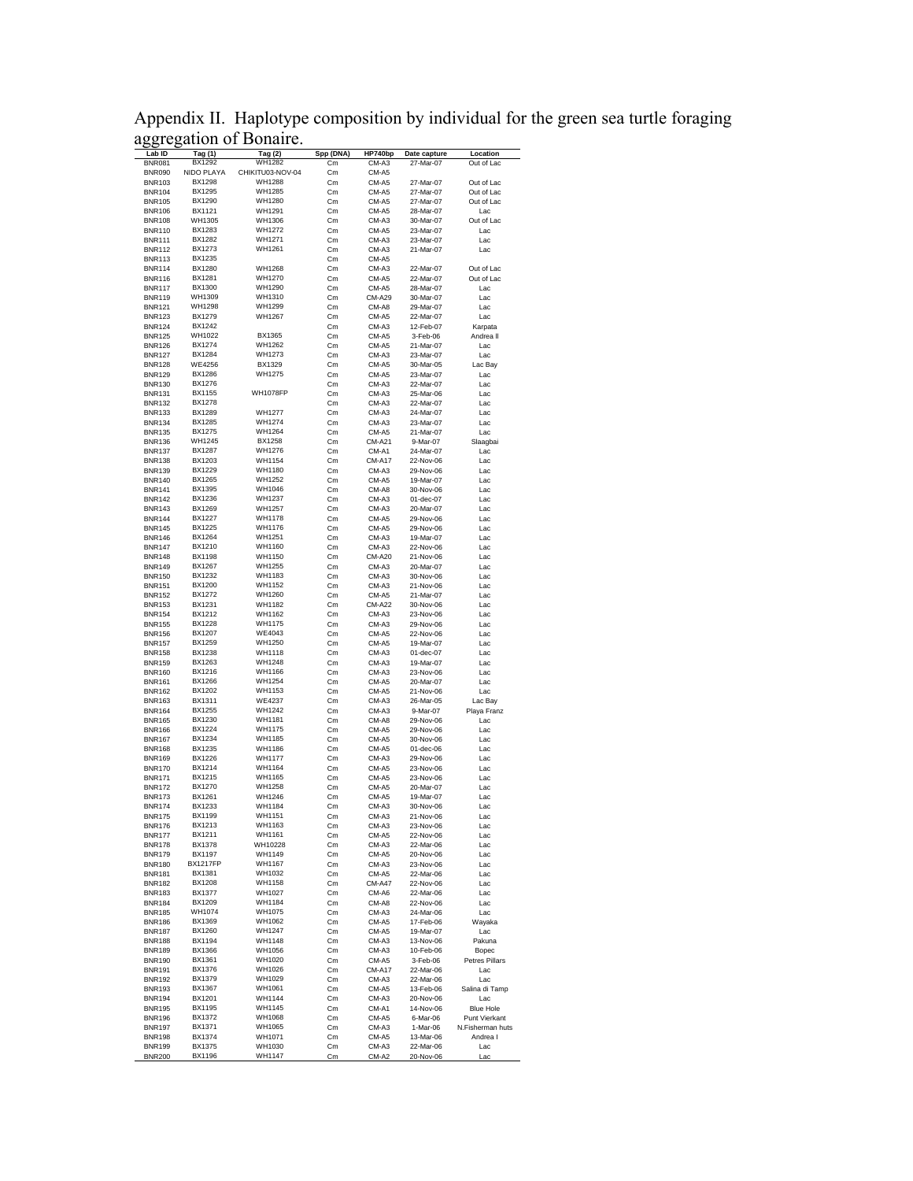Appendix II. Haplotype composition by individual for the green sea turtle foraging aggregation of Bonaire.

| Lab ID | Tag (1) | Tag (2) | Spp (DNA) | HP740bp | Date capture | Location |
|---|---|---|---|---|---|---|
| BNR081 | BX1292 | WH1282 | Cm | CM-A3 | 27-Mar-07 | Out of Lac |
| BNR090 | NIDO PLAYA | CHIKITU03-NOV-04 | Cm | CM-A5 | | |
| BNR103 | BX1298 | WH1288 | Cm | CM-A5 | 27-Mar-07 | Out of Lac |
| BNR104 | BX1295 | WH1285 | Cm | CM-A5 | 27-Mar-07 | Out of Lac |
| BNR105 | BX1290 | WH1280 | Cm | CM-A5 | 27-Mar-07 | Out of Lac |
| BNR106 | BX1121 | WH1291 | Cm | CM-A5 | 28-Mar-07 | Lac |
| BNR108 | WH1305 | WH1306 | Cm | CM-A3 | 30-Mar-07 | Out of Lac |
| BNR110 | BX1283 | WH1272 | Cm | CM-A5 | 23-Mar-07 | Lac |
| BNR111 | BX1282 | WH1271 | Cm | CM-A3 | 23-Mar-07 | Lac |
| BNR112 | BX1273 | WH1261 | Cm | CM-A3 | 21-Mar-07 | Lac |
| BNR113 | BX1235 | | Cm | CM-A5 | | |
| BNR114 | BX1280 | WH1268 | Cm | CM-A3 | 22-Mar-07 | Out of Lac |
| BNR116 | BX1281 | WH1270 | Cm | CM-A5 | 22-Mar-07 | Out of Lac |
| BNR117 | BX1300 | WH1290 | Cm | CM-A5 | 28-Mar-07 | Lac |
| BNR119 | WH1309 | WH1310 | Cm | CM-A29 | 30-Mar-07 | Lac |
| BNR121 | WH1298 | WH1299 | Cm | CM-A8 | 29-Mar-07 | Lac |
| BNR123 | BX1279 | WH1267 | Cm | CM-A5 | 22-Mar-07 | Lac |
| BNR124 | BX1242 | | Cm | CM-A3 | 12-Feb-07 | Karpata |
| BNR125 | WH1022 | BX1365 | Cm | CM-A5 | 3-Feb-06 | Andrea II |
| BNR126 | BX1274 | WH1262 | Cm | CM-A5 | 21-Mar-07 | Lac |
| BNR127 | BX1284 | WH1273 | Cm | CM-A3 | 23-Mar-07 | Lac |
| BNR128 | WE4256 | BX1329 | Cm | CM-A5 | 30-Mar-05 | Lac Bay |
| BNR129 | BX1286 | WH1275 | Cm | CM-A5 | 23-Mar-07 | Lac |
| BNR130 | BX1276 | | Cm | CM-A3 | 22-Mar-07 | Lac |
| BNR131 | BX1155 | WH1078FP | Cm | CM-A3 | 25-Mar-06 | Lac |
| BNR132 | BX1278 | | Cm | CM-A3 | 22-Mar-07 | Lac |
| BNR133 | BX1289 | WH1277 | Cm | CM-A3 | 24-Mar-07 | Lac |
| BNR134 | BX1285 | WH1274 | Cm | CM-A3 | 23-Mar-07 | Lac |
| BNR135 | BX1275 | WH1264 | Cm | CM-A5 | 21-Mar-07 | Lac |
| BNR136 | WH1245 | BX1258 | Cm | CM-A21 | 9-Mar-07 | Slaagbai |
| BNR137 | BX1287 | WH1276 | Cm | CM-A1 | 24-Mar-07 | Lac |
| BNR138 | BX1203 | WH1154 | Cm | CM-A17 | 22-Nov-06 | Lac |
| BNR139 | BX1229 | WH1180 | Cm | CM-A3 | 29-Nov-06 | Lac |
| BNR140 | BX1265 | WH1252 | Cm | CM-A5 | 19-Mar-07 | Lac |
| BNR141 | BX1395 | WH1046 | Cm | CM-A8 | 30-Nov-06 | Lac |
| BNR142 | BX1236 | WH1237 | Cm | CM-A3 | 01-dec-07 | Lac |
| BNR143 | BX1269 | WH1257 | Cm | CM-A3 | 20-Mar-07 | Lac |
| BNR144 | BX1227 | WH1178 | Cm | CM-A5 | 29-Nov-06 | Lac |
| BNR145 | BX1225 | WH1176 | Cm | CM-A5 | 29-Nov-06 | Lac |
| BNR146 | BX1264 | WH1251 | Cm | CM-A3 | 19-Mar-07 | Lac |
| BNR147 | BX1210 | WH1160 | Cm | CM-A3 | 22-Nov-06 | Lac |
| BNR148 | BX1198 | WH1150 | Cm | CM-A20 | 21-Nov-06 | Lac |
| BNR149 | BX1267 | WH1255 | Cm | CM-A3 | 20-Mar-07 | Lac |
| BNR150 | BX1232 | WH1183 | Cm | CM-A3 | 30-Nov-06 | Lac |
| BNR151 | BX1200 | WH1152 | Cm | CM-A3 | 21-Nov-06 | Lac |
| BNR152 | BX1272 | WH1260 | Cm | CM-A5 | 21-Mar-07 | Lac |
| BNR153 | BX1231 | WH1182 | Cm | CM-A22 | 30-Nov-06 | Lac |
| BNR154 | BX1212 | WH1162 | Cm | CM-A3 | 23-Nov-06 | Lac |
| BNR155 | BX1228 | WH1175 | Cm | CM-A3 | 29-Nov-06 | Lac |
| BNR156 | BX1207 | WE4043 | Cm | CM-A5 | 22-Nov-06 | Lac |
| BNR157 | BX1259 | WH1250 | Cm | CM-A5 | 19-Mar-07 | Lac |
| BNR158 | BX1238 | WH1118 | Cm | CM-A3 | 01-dec-07 | Lac |
| BNR159 | BX1263 | WH1248 | Cm | CM-A3 | 19-Mar-07 | Lac |
| BNR160 | BX1216 | WH1166 | Cm | CM-A3 | 23-Nov-06 | Lac |
| BNR161 | BX1266 | WH1254 | Cm | CM-A5 | 20-Mar-07 | Lac |
| BNR162 | BX1202 | WH1153 | Cm | CM-A5 | 21-Nov-06 | Lac |
| BNR163 | BX1311 | WE4237 | Cm | CM-A3 | 26-Mar-05 | Lac Bay |
| BNR164 | BX1255 | WH1242 | Cm | CM-A3 | 9-Mar-07 | Playa Franz |
| BNR165 | BX1230 | WH1181 | Cm | CM-A8 | 29-Nov-06 | Lac |
| BNR166 | BX1224 | WH1175 | Cm | CM-A5 | 29-Nov-06 | Lac |
| BNR167 | BX1234 | WH1185 | Cm | CM-A5 | 30-Nov-06 | Lac |
| BNR168 | BX1235 | WH1186 | Cm | CM-A5 | 01-dec-06 | Lac |
| BNR169 | BX1226 | WH1177 | Cm | CM-A3 | 29-Nov-06 | Lac |
| BNR170 | BX1214 | WH1164 | Cm | CM-A5 | 23-Nov-06 | Lac |
| BNR171 | BX1215 | WH1165 | Cm | CM-A5 | 23-Nov-06 | Lac |
| BNR172 | BX1270 | WH1258 | Cm | CM-A5 | 20-Mar-07 | Lac |
| BNR173 | BX1261 | WH1246 | Cm | CM-A5 | 19-Mar-07 | Lac |
| BNR174 | BX1233 | WH1184 | Cm | CM-A3 | 30-Nov-06 | Lac |
| BNR175 | BX1199 | WH1151 | Cm | CM-A3 | 21-Nov-06 | Lac |
| BNR176 | BX1213 | WH1163 | Cm | CM-A3 | 23-Nov-06 | Lac |
| BNR177 | BX1211 | WH1161 | Cm | CM-A5 | 22-Nov-06 | Lac |
| BNR178 | BX1378 | WH10228 | Cm | CM-A3 | 22-Mar-06 | Lac |
| BNR179 | BX1197 | WH1149 | Cm | CM-A5 | 20-Nov-06 | Lac |
| BNR180 | BX1217FP | WH1167 | Cm | CM-A3 | 23-Nov-06 | Lac |
| BNR181 | BX1381 | WH1032 | Cm | CM-A5 | 22-Mar-06 | Lac |
| BNR182 | BX1208 | WH1158 | Cm | CM-A47 | 22-Nov-06 | Lac |
| BNR183 | BX1377 | WH1027 | Cm | CM-A6 | 22-Mar-06 | Lac |
| BNR184 | BX1209 | WH1184 | Cm | CM-A8 | 22-Nov-06 | Lac |
| BNR185 | WH1074 | WH1075 | Cm | CM-A3 | 24-Mar-06 | Lac |
| BNR186 | BX1369 | WH1062 | Cm | CM-A5 | 17-Feb-06 | Wayaka |
| BNR187 | BX1260 | WH1247 | Cm | CM-A5 | 19-Mar-07 | Lac |
| BNR188 | BX1194 | WH1148 | Cm | CM-A3 | 13-Nov-06 | Pakuna |
| BNR189 | BX1366 | WH1056 | Cm | CM-A3 | 10-Feb-06 | Bopec |
| BNR190 | BX1361 | WH1020 | Cm | CM-A5 | 3-Feb-06 | Petres Pillars |
| BNR191 | BX1376 | WH1026 | Cm | CM-A17 | 22-Mar-06 | Lac |
| BNR192 | BX1379 | WH1029 | Cm | CM-A3 | 22-Mar-06 | Lac |
| BNR193 | BX1367 | WH1061 | Cm | CM-A5 | 13-Feb-06 | Salina di Tamp |
| BNR194 | BX1201 | WH1144 | Cm | CM-A3 | 20-Nov-06 | Lac |
| BNR195 | BX1195 | WH1145 | Cm | CM-A1 | 14-Nov-06 | Blue Hole |
| BNR196 | BX1372 | WH1068 | Cm | CM-A5 | 6-Mar-06 | Punt Vierkant |
| BNR197 | BX1371 | WH1065 | Cm | CM-A3 | 1-Mar-06 | N.Fisherman huts |
| BNR198 | BX1374 | WH1071 | Cm | CM-A5 | 13-Mar-06 | Andrea I |
| BNR199 | BX1375 | WH1030 | Cm | CM-A3 | 22-Mar-06 | Lac |
| BNR200 | BX1196 | WH1147 | Cm | CM-A2 | 20-Nov-06 | Lac |